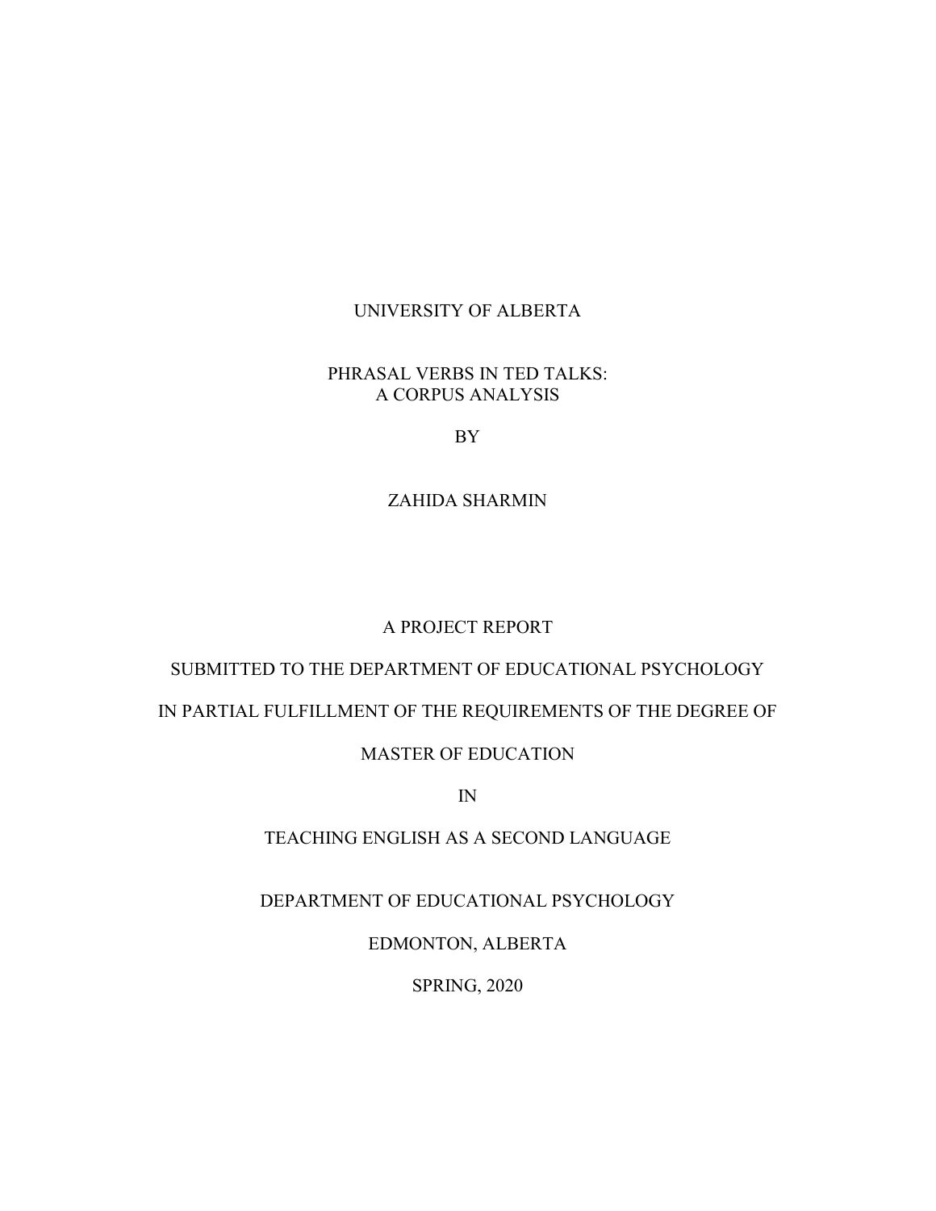UNIVERSITY OF ALBERTA

# PHRASAL VERBS IN TED TALKS: A CORPUS ANALYSIS

BY

ZAHIDA SHARMIN

A PROJECT REPORT

SUBMITTED TO THE DEPARTMENT OF EDUCATIONAL PSYCHOLOGY

IN PARTIAL FULFILLMENT OF THE REQUIREMENTS OF THE DEGREE OF

MASTER OF EDUCATION

IN

TEACHING ENGLISH AS A SECOND LANGUAGE

DEPARTMENT OF EDUCATIONAL PSYCHOLOGY

EDMONTON, ALBERTA

SPRING, 2020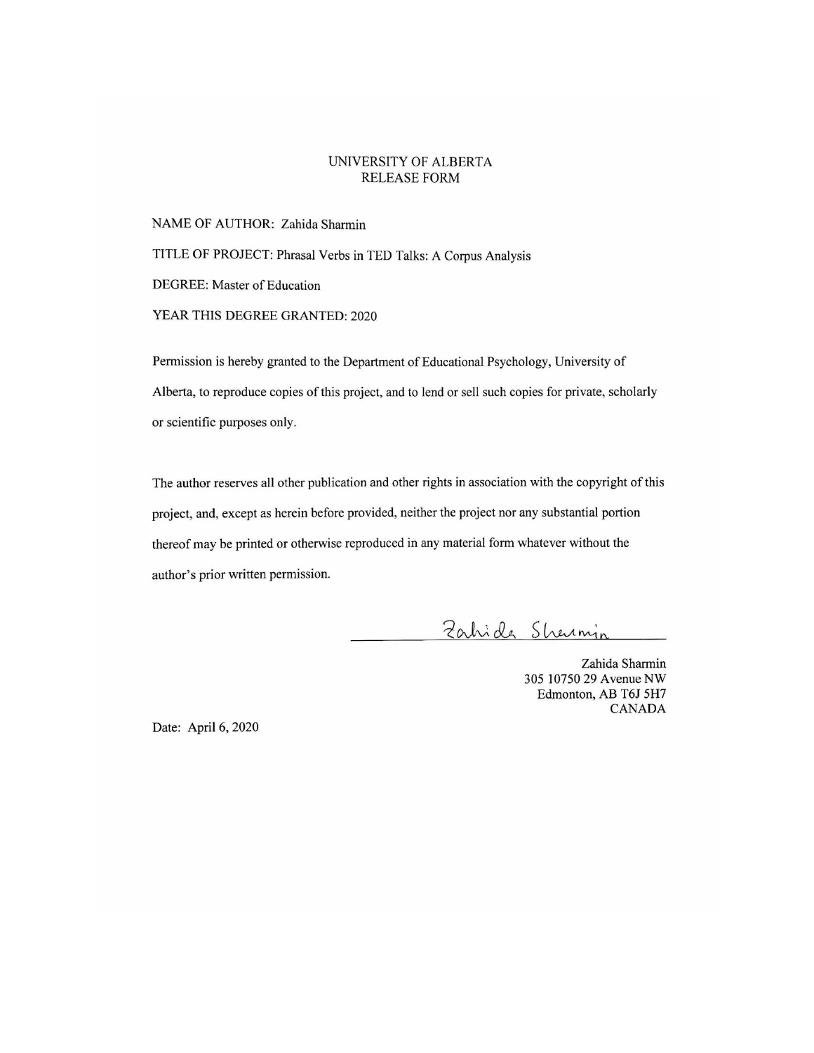UNIVERSITY OF ALBERTA
RELEASE FORM

NAME OF AUTHOR: Zahida Sharmin

TITLE OF PROJECT: Phrasal Verbs in TED Talks: A Corpus Analysis

DEGREE: Master of Education

YEAR THIS DEGREE GRANTED: 2020

Permission is hereby granted to the Department of Educational Psychology, University of Alberta, to reproduce copies of this project, and to lend or sell such copies for private, scholarly or scientific purposes only.

The author reserves all other publication and other rights in association with the copyright of this project, and, except as herein before provided, neither the project nor any substantial portion thereof may be printed or otherwise reproduced in any material form whatever without the author's prior written permission.

Zahida Sharmin

Zahida Sharmin
305 10750 29 Avenue NW
Edmonton, AB T6J 5H7
CANADA

Date: April 6, 2020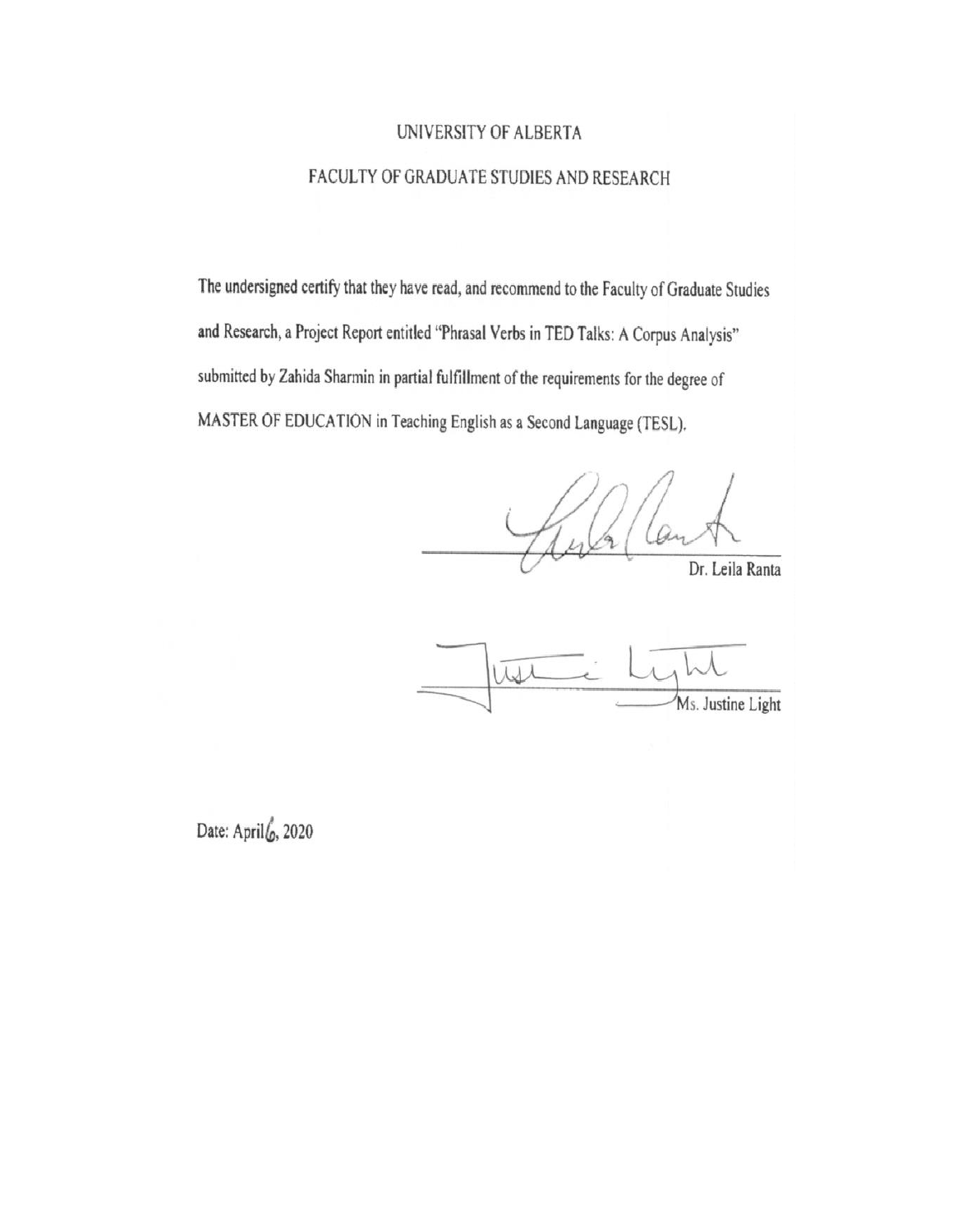UNIVERSITY OF ALBERTA

FACULTY OF GRADUATE STUDIES AND RESEARCH

The undersigned certify that they have read, and recommend to the Faculty of Graduate Studies and Research, a Project Report entitled "Phrasal Verbs in TED Talks: A Corpus Analysis" submitted by Zahida Sharmin in partial fulfillment of the requirements for the degree of MASTER OF EDUCATION in Teaching English as a Second Language (TESL).

Dr. Leila Ranta

Ms. Justine Light

Date: April 6, 2020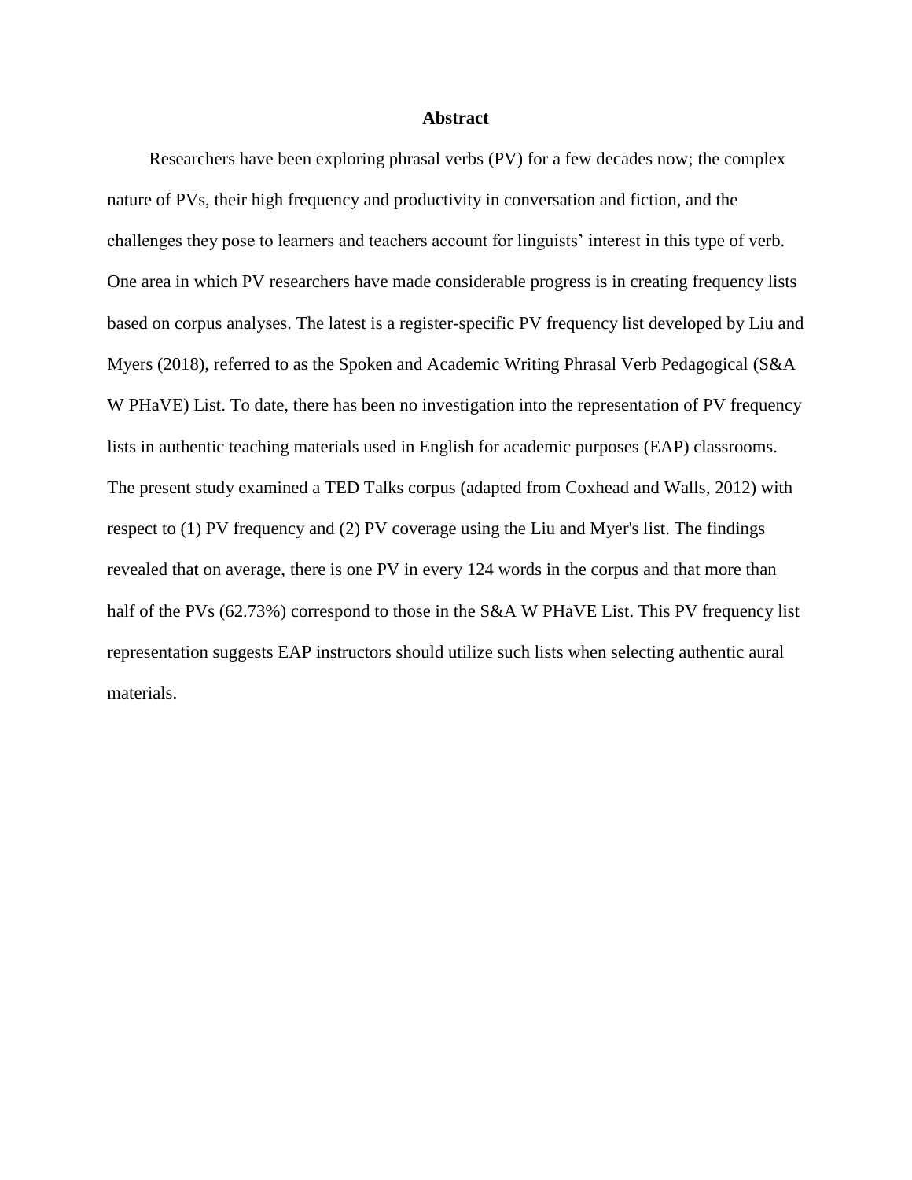## Abstract

Researchers have been exploring phrasal verbs (PV) for a few decades now; the complex nature of PVs, their high frequency and productivity in conversation and fiction, and the challenges they pose to learners and teachers account for linguists' interest in this type of verb. One area in which PV researchers have made considerable progress is in creating frequency lists based on corpus analyses. The latest is a register-specific PV frequency list developed by Liu and Myers (2018), referred to as the Spoken and Academic Writing Phrasal Verb Pedagogical (S&A W PHaVE) List. To date, there has been no investigation into the representation of PV frequency lists in authentic teaching materials used in English for academic purposes (EAP) classrooms. The present study examined a TED Talks corpus (adapted from Coxhead and Walls, 2012) with respect to (1) PV frequency and (2) PV coverage using the Liu and Myer's list. The findings revealed that on average, there is one PV in every 124 words in the corpus and that more than half of the PVs (62.73%) correspond to those in the S&A W PHaVE List. This PV frequency list representation suggests EAP instructors should utilize such lists when selecting authentic aural materials.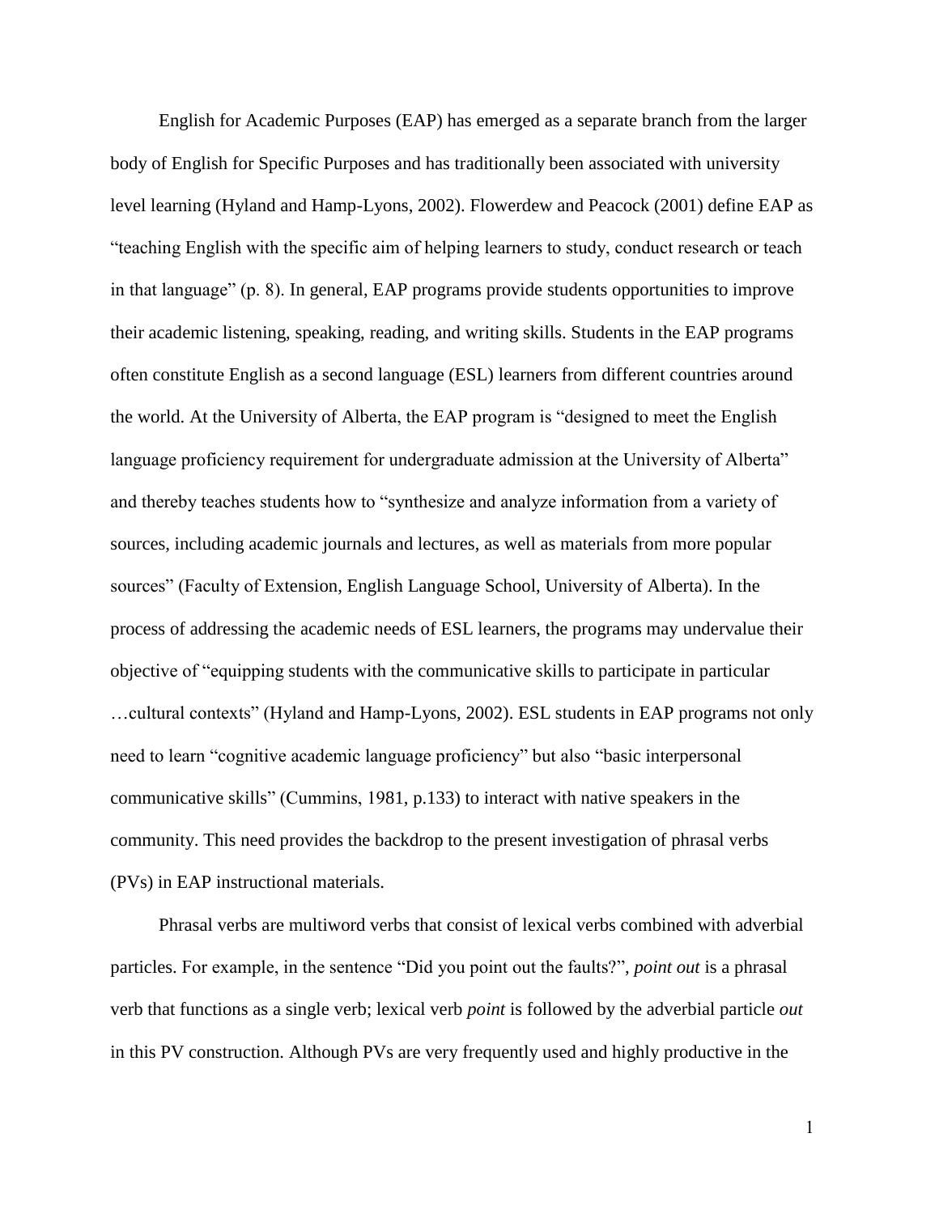English for Academic Purposes (EAP) has emerged as a separate branch from the larger body of English for Specific Purposes and has traditionally been associated with university level learning (Hyland and Hamp-Lyons, 2002). Flowerdew and Peacock (2001) define EAP as "teaching English with the specific aim of helping learners to study, conduct research or teach in that language" (p. 8). In general, EAP programs provide students opportunities to improve their academic listening, speaking, reading, and writing skills. Students in the EAP programs often constitute English as a second language (ESL) learners from different countries around the world. At the University of Alberta, the EAP program is "designed to meet the English language proficiency requirement for undergraduate admission at the University of Alberta" and thereby teaches students how to "synthesize and analyze information from a variety of sources, including academic journals and lectures, as well as materials from more popular sources" (Faculty of Extension, English Language School, University of Alberta). In the process of addressing the academic needs of ESL learners, the programs may undervalue their objective of "equipping students with the communicative skills to participate in particular …cultural contexts" (Hyland and Hamp-Lyons, 2002). ESL students in EAP programs not only need to learn "cognitive academic language proficiency" but also "basic interpersonal communicative skills" (Cummins, 1981, p.133) to interact with native speakers in the community. This need provides the backdrop to the present investigation of phrasal verbs (PVs) in EAP instructional materials.

Phrasal verbs are multiword verbs that consist of lexical verbs combined with adverbial particles. For example, in the sentence "Did you point out the faults?", *point out* is a phrasal verb that functions as a single verb; lexical verb *point* is followed by the adverbial particle *out* in this PV construction. Although PVs are very frequently used and highly productive in the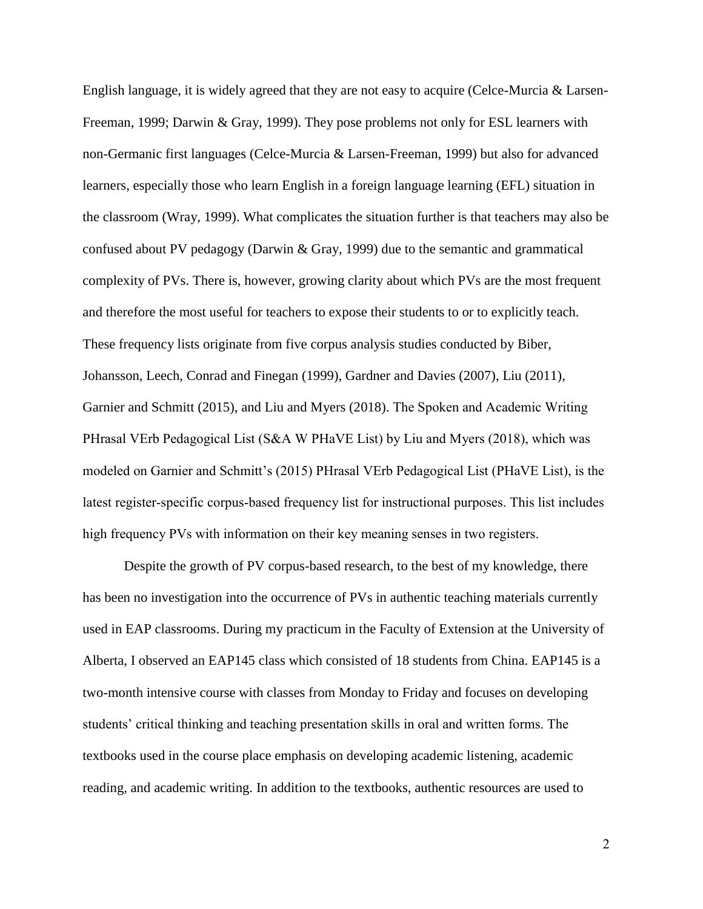English language, it is widely agreed that they are not easy to acquire (Celce-Murcia & Larsen-Freeman, 1999; Darwin & Gray, 1999). They pose problems not only for ESL learners with non-Germanic first languages (Celce-Murcia & Larsen-Freeman, 1999) but also for advanced learners, especially those who learn English in a foreign language learning (EFL) situation in the classroom (Wray, 1999). What complicates the situation further is that teachers may also be confused about PV pedagogy (Darwin & Gray, 1999) due to the semantic and grammatical complexity of PVs. There is, however, growing clarity about which PVs are the most frequent and therefore the most useful for teachers to expose their students to or to explicitly teach. These frequency lists originate from five corpus analysis studies conducted by Biber, Johansson, Leech, Conrad and Finegan (1999), Gardner and Davies (2007), Liu (2011), Garnier and Schmitt (2015), and Liu and Myers (2018). The Spoken and Academic Writing PHrasal VErb Pedagogical List (S&A W PHaVE List) by Liu and Myers (2018), which was modeled on Garnier and Schmitt's (2015) PHrasal VErb Pedagogical List (PHaVE List), is the latest register-specific corpus-based frequency list for instructional purposes. This list includes high frequency PVs with information on their key meaning senses in two registers.

Despite the growth of PV corpus-based research, to the best of my knowledge, there has been no investigation into the occurrence of PVs in authentic teaching materials currently used in EAP classrooms. During my practicum in the Faculty of Extension at the University of Alberta, I observed an EAP145 class which consisted of 18 students from China. EAP145 is a two-month intensive course with classes from Monday to Friday and focuses on developing students' critical thinking and teaching presentation skills in oral and written forms. The textbooks used in the course place emphasis on developing academic listening, academic reading, and academic writing. In addition to the textbooks, authentic resources are used to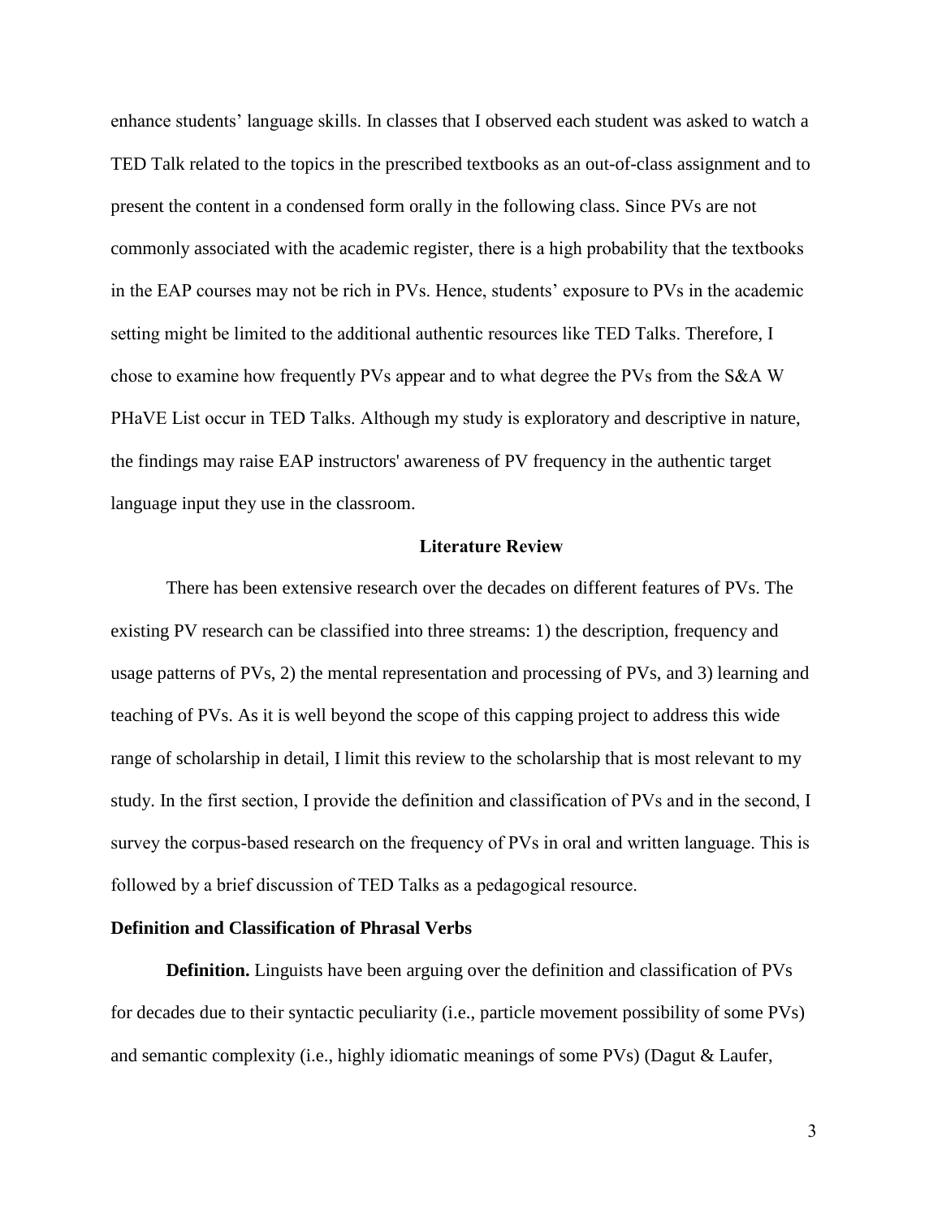enhance students' language skills. In classes that I observed each student was asked to watch a TED Talk related to the topics in the prescribed textbooks as an out-of-class assignment and to present the content in a condensed form orally in the following class. Since PVs are not commonly associated with the academic register, there is a high probability that the textbooks in the EAP courses may not be rich in PVs. Hence, students' exposure to PVs in the academic setting might be limited to the additional authentic resources like TED Talks. Therefore, I chose to examine how frequently PVs appear and to what degree the PVs from the S&A W PHaVE List occur in TED Talks. Although my study is exploratory and descriptive in nature, the findings may raise EAP instructors' awareness of PV frequency in the authentic target language input they use in the classroom.

## Literature Review

There has been extensive research over the decades on different features of PVs. The existing PV research can be classified into three streams: 1) the description, frequency and usage patterns of PVs, 2) the mental representation and processing of PVs, and 3) learning and teaching of PVs. As it is well beyond the scope of this capping project to address this wide range of scholarship in detail, I limit this review to the scholarship that is most relevant to my study. In the first section, I provide the definition and classification of PVs and in the second, I survey the corpus-based research on the frequency of PVs in oral and written language. This is followed by a brief discussion of TED Talks as a pedagogical resource.

### Definition and Classification of Phrasal Verbs

**Definition.** Linguists have been arguing over the definition and classification of PVs for decades due to their syntactic peculiarity (i.e., particle movement possibility of some PVs) and semantic complexity (i.e., highly idiomatic meanings of some PVs) (Dagut & Laufer,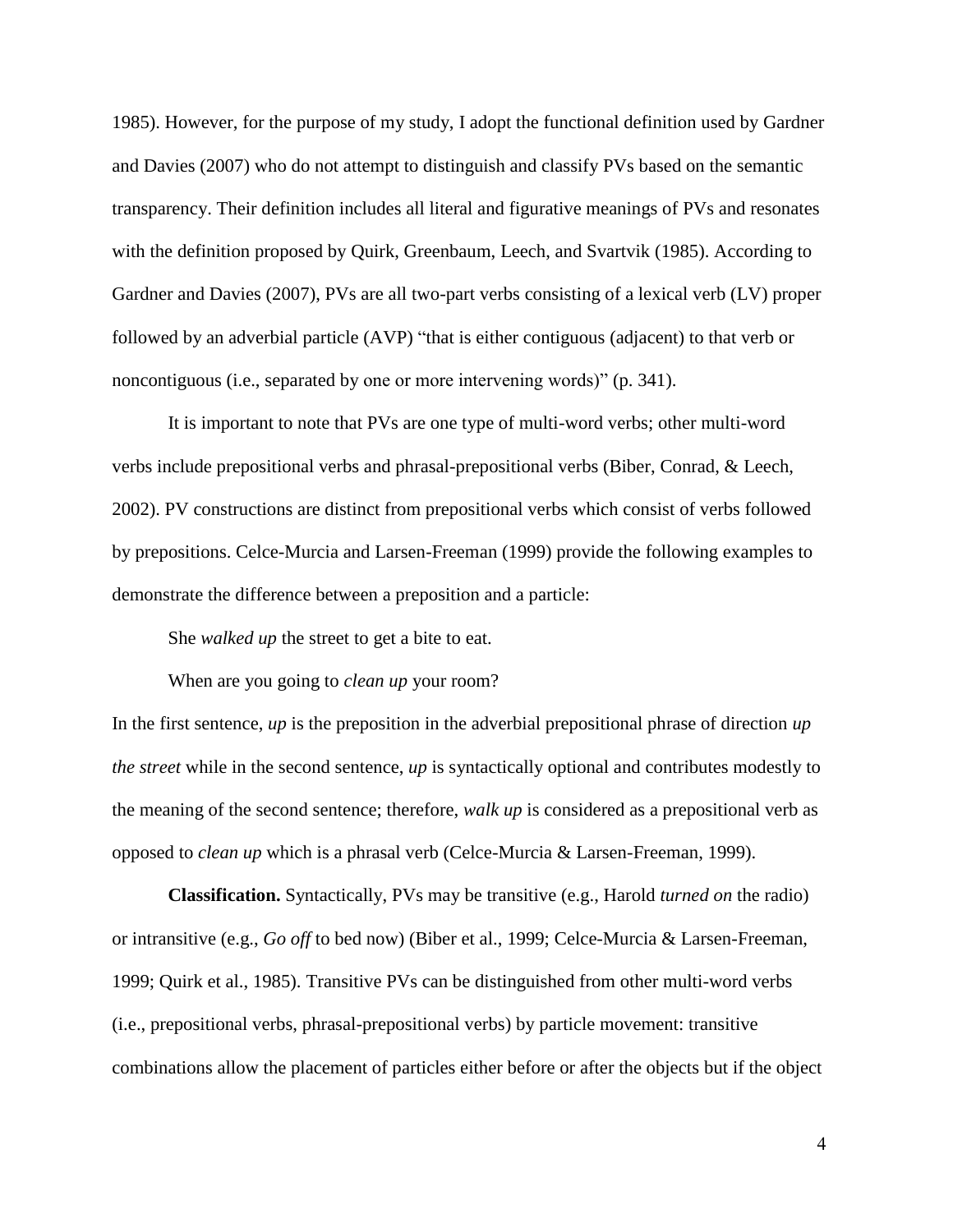1985). However, for the purpose of my study, I adopt the functional definition used by Gardner and Davies (2007) who do not attempt to distinguish and classify PVs based on the semantic transparency. Their definition includes all literal and figurative meanings of PVs and resonates with the definition proposed by Quirk, Greenbaum, Leech, and Svartvik (1985). According to Gardner and Davies (2007), PVs are all two-part verbs consisting of a lexical verb (LV) proper followed by an adverbial particle (AVP) "that is either contiguous (adjacent) to that verb or noncontiguous (i.e., separated by one or more intervening words)" (p. 341).

It is important to note that PVs are one type of multi-word verbs; other multi-word verbs include prepositional verbs and phrasal-prepositional verbs (Biber, Conrad, & Leech, 2002). PV constructions are distinct from prepositional verbs which consist of verbs followed by prepositions. Celce-Murcia and Larsen-Freeman (1999) provide the following examples to demonstrate the difference between a preposition and a particle:

She *walked up* the street to get a bite to eat.

When are you going to *clean up* your room?

In the first sentence, *up* is the preposition in the adverbial prepositional phrase of direction *up the street* while in the second sentence, *up* is syntactically optional and contributes modestly to the meaning of the second sentence; therefore, *walk up* is considered as a prepositional verb as opposed to *clean up* which is a phrasal verb (Celce-Murcia & Larsen-Freeman, 1999).

**Classification.** Syntactically, PVs may be transitive (e.g., Harold *turned on* the radio) or intransitive (e.g., *Go off* to bed now) (Biber et al., 1999; Celce-Murcia & Larsen-Freeman, 1999; Quirk et al., 1985). Transitive PVs can be distinguished from other multi-word verbs (i.e., prepositional verbs, phrasal-prepositional verbs) by particle movement: transitive combinations allow the placement of particles either before or after the objects but if the object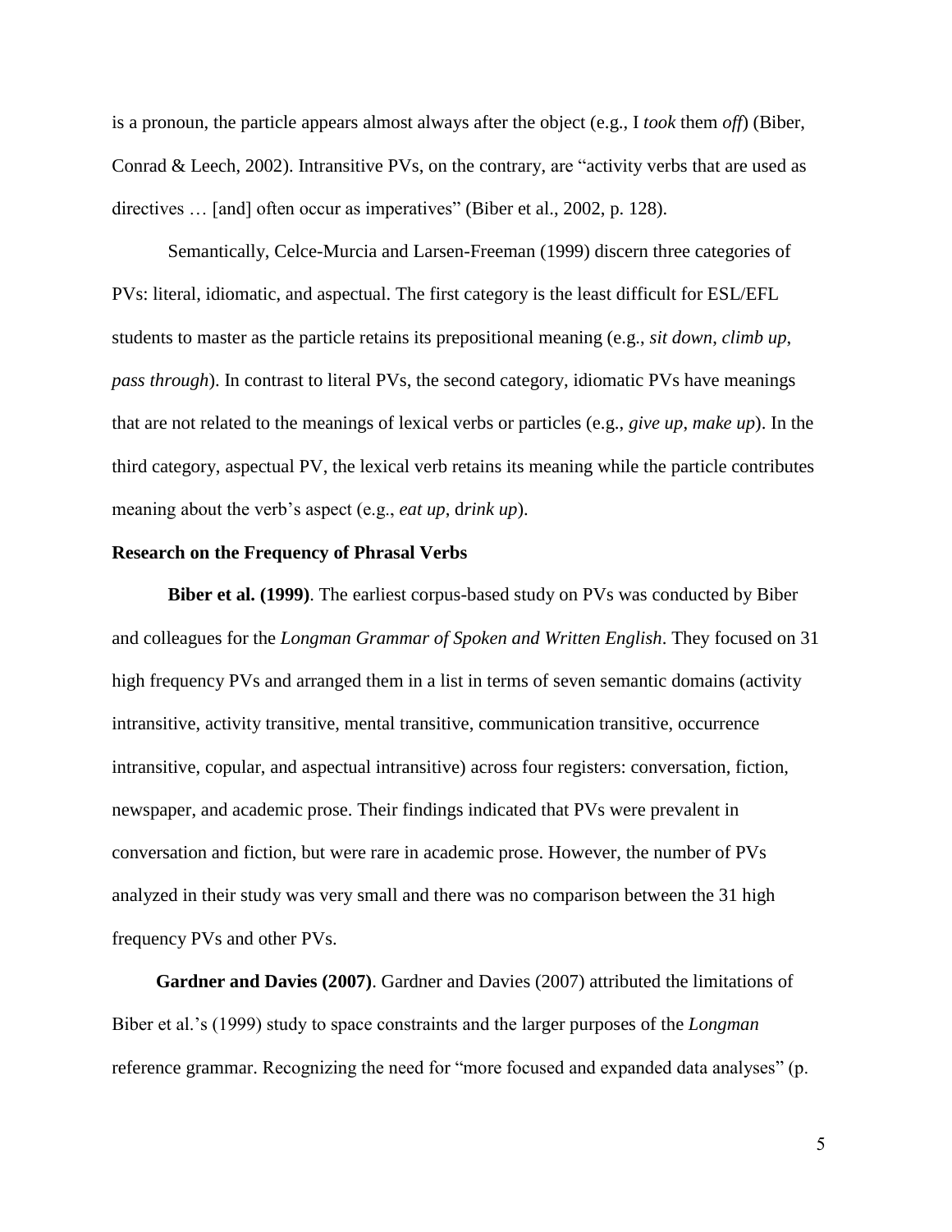is a pronoun, the particle appears almost always after the object (e.g., I *took* them *off*) (Biber, Conrad & Leech, 2002). Intransitive PVs, on the contrary, are "activity verbs that are used as directives … [and] often occur as imperatives" (Biber et al., 2002, p. 128).

Semantically, Celce-Murcia and Larsen-Freeman (1999) discern three categories of PVs: literal, idiomatic, and aspectual. The first category is the least difficult for ESL/EFL students to master as the particle retains its prepositional meaning (e.g., *sit down*, *climb up*, *pass through*). In contrast to literal PVs, the second category, idiomatic PVs have meanings that are not related to the meanings of lexical verbs or particles (e.g., *give up*, *make up*). In the third category, aspectual PV, the lexical verb retains its meaning while the particle contributes meaning about the verb's aspect (e.g., *eat up*, d*rink up*).

### Research on the Frequency of Phrasal Verbs

**Biber et al. (1999)**. The earliest corpus-based study on PVs was conducted by Biber and colleagues for the *Longman Grammar of Spoken and Written English*. They focused on 31 high frequency PVs and arranged them in a list in terms of seven semantic domains (activity intransitive, activity transitive, mental transitive, communication transitive, occurrence intransitive, copular, and aspectual intransitive) across four registers: conversation, fiction, newspaper, and academic prose. Their findings indicated that PVs were prevalent in conversation and fiction, but were rare in academic prose. However, the number of PVs analyzed in their study was very small and there was no comparison between the 31 high frequency PVs and other PVs.

**Gardner and Davies (2007)**. Gardner and Davies (2007) attributed the limitations of Biber et al.'s (1999) study to space constraints and the larger purposes of the *Longman* reference grammar. Recognizing the need for "more focused and expanded data analyses" (p.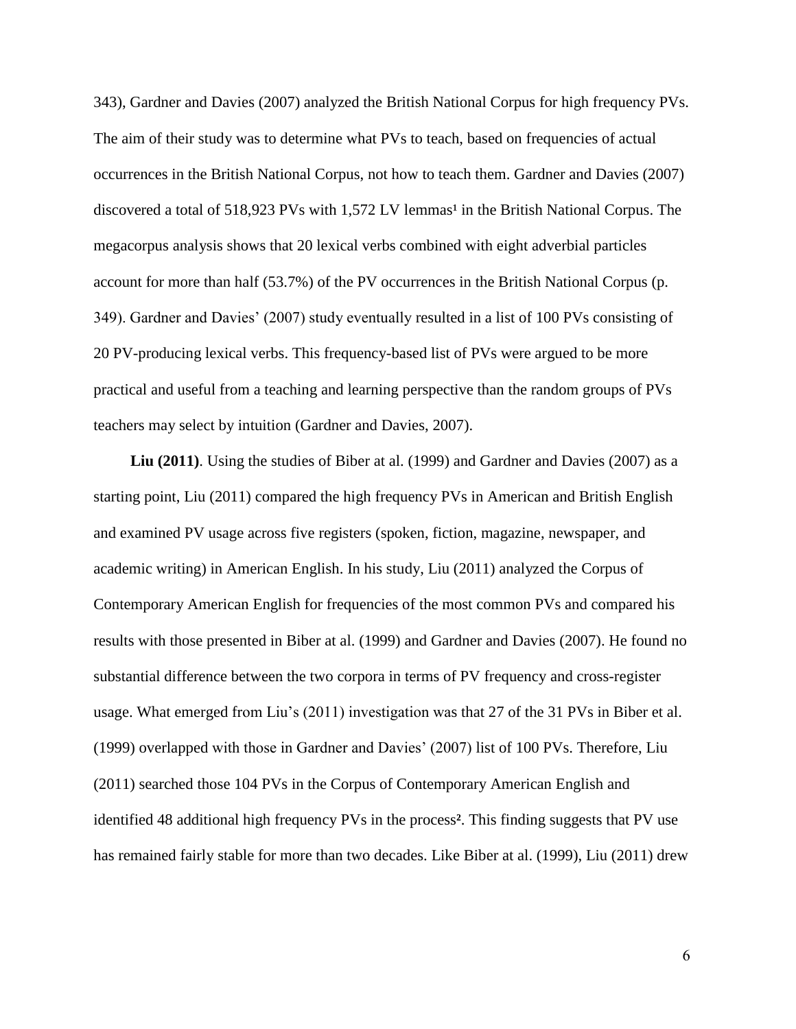343), Gardner and Davies (2007) analyzed the British National Corpus for high frequency PVs. The aim of their study was to determine what PVs to teach, based on frequencies of actual occurrences in the British National Corpus, not how to teach them. Gardner and Davies (2007) discovered a total of 518,923 PVs with 1,572 LV lemmas[1] in the British National Corpus. The megacorpus analysis shows that 20 lexical verbs combined with eight adverbial particles account for more than half (53.7%) of the PV occurrences in the British National Corpus (p. 349). Gardner and Davies' (2007) study eventually resulted in a list of 100 PVs consisting of 20 PV-producing lexical verbs. This frequency-based list of PVs were argued to be more practical and useful from a teaching and learning perspective than the random groups of PVs teachers may select by intuition (Gardner and Davies, 2007).

**Liu (2011)**. Using the studies of Biber at al. (1999) and Gardner and Davies (2007) as a starting point, Liu (2011) compared the high frequency PVs in American and British English and examined PV usage across five registers (spoken, fiction, magazine, newspaper, and academic writing) in American English. In his study, Liu (2011) analyzed the Corpus of Contemporary American English for frequencies of the most common PVs and compared his results with those presented in Biber at al. (1999) and Gardner and Davies (2007). He found no substantial difference between the two corpora in terms of PV frequency and cross-register usage. What emerged from Liu's (2011) investigation was that 27 of the 31 PVs in Biber et al. (1999) overlapped with those in Gardner and Davies' (2007) list of 100 PVs. Therefore, Liu (2011) searched those 104 PVs in the Corpus of Contemporary American English and identified 48 additional high frequency PVs in the process[2]. This finding suggests that PV use has remained fairly stable for more than two decades. Like Biber at al. (1999), Liu (2011) drew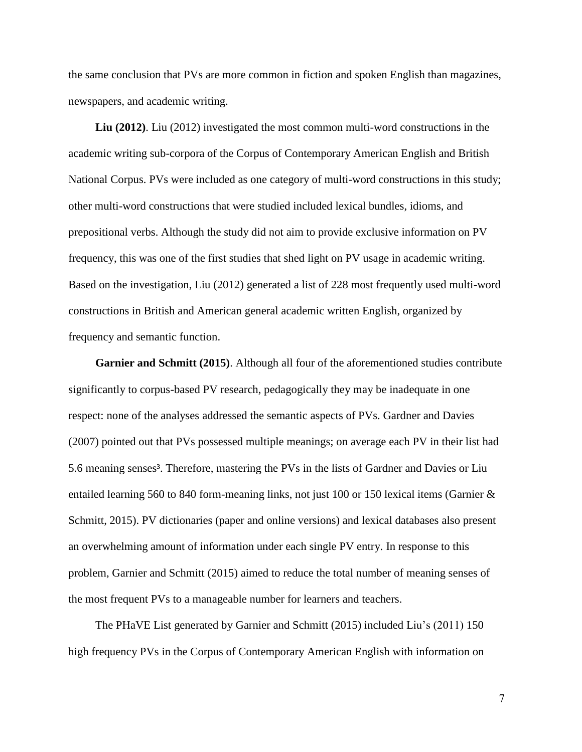the same conclusion that PVs are more common in fiction and spoken English than magazines, newspapers, and academic writing.

**Liu (2012)**. Liu (2012) investigated the most common multi-word constructions in the academic writing sub-corpora of the Corpus of Contemporary American English and British National Corpus. PVs were included as one category of multi-word constructions in this study; other multi-word constructions that were studied included lexical bundles, idioms, and prepositional verbs. Although the study did not aim to provide exclusive information on PV frequency, this was one of the first studies that shed light on PV usage in academic writing. Based on the investigation, Liu (2012) generated a list of 228 most frequently used multi-word constructions in British and American general academic written English, organized by frequency and semantic function.

**Garnier and Schmitt (2015)**. Although all four of the aforementioned studies contribute significantly to corpus-based PV research, pedagogically they may be inadequate in one respect: none of the analyses addressed the semantic aspects of PVs. Gardner and Davies (2007) pointed out that PVs possessed multiple meanings; on average each PV in their list had 5.6 meaning senses[3]. Therefore, mastering the PVs in the lists of Gardner and Davies or Liu entailed learning 560 to 840 form-meaning links, not just 100 or 150 lexical items (Garnier & Schmitt, 2015). PV dictionaries (paper and online versions) and lexical databases also present an overwhelming amount of information under each single PV entry. In response to this problem, Garnier and Schmitt (2015) aimed to reduce the total number of meaning senses of the most frequent PVs to a manageable number for learners and teachers.

The PHaVE List generated by Garnier and Schmitt (2015) included Liu's (2011) 150 high frequency PVs in the Corpus of Contemporary American English with information on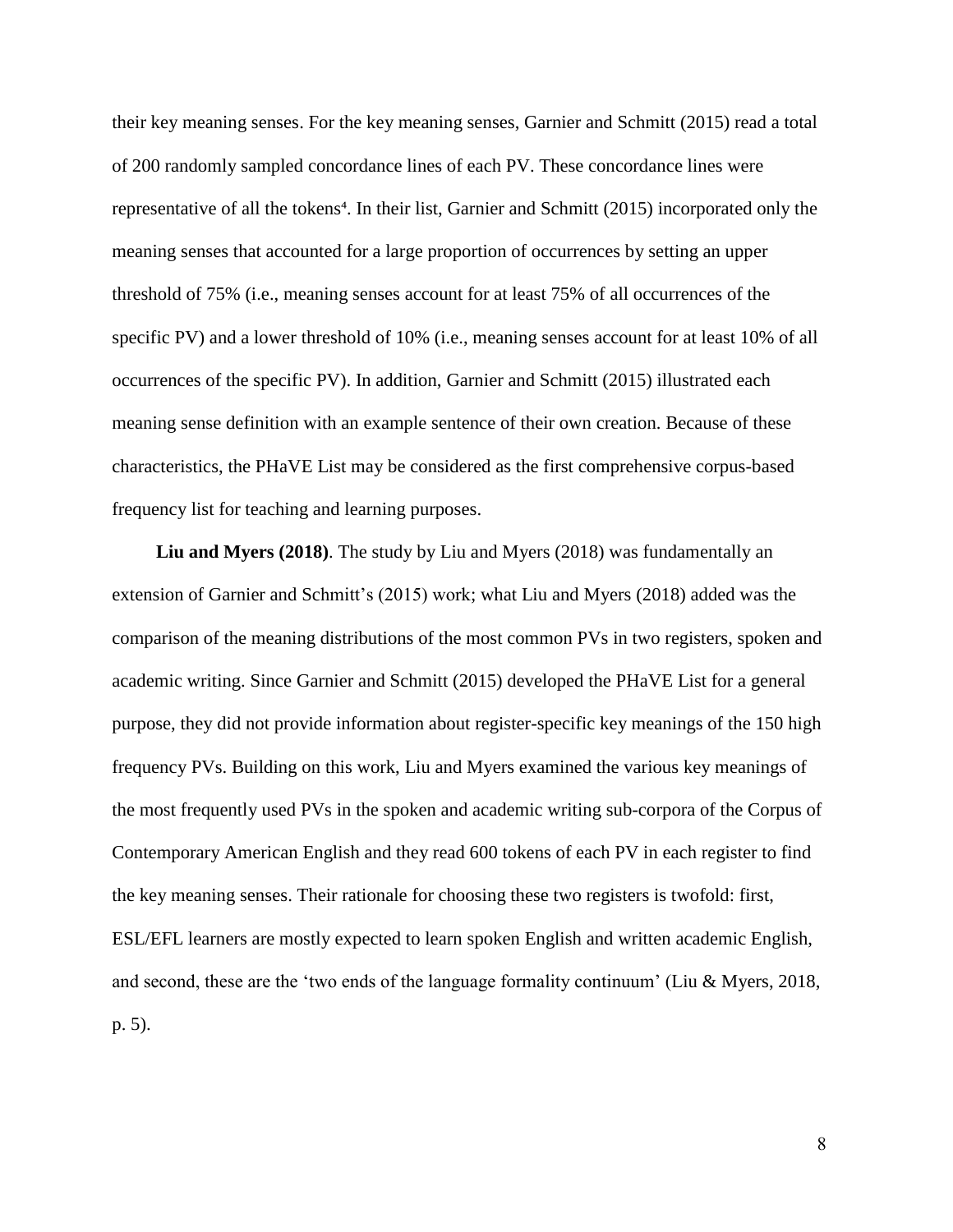their key meaning senses. For the key meaning senses, Garnier and Schmitt (2015) read a total of 200 randomly sampled concordance lines of each PV. These concordance lines were representative of all the tokens[4]. In their list, Garnier and Schmitt (2015) incorporated only the meaning senses that accounted for a large proportion of occurrences by setting an upper threshold of 75% (i.e., meaning senses account for at least 75% of all occurrences of the specific PV) and a lower threshold of 10% (i.e., meaning senses account for at least 10% of all occurrences of the specific PV). In addition, Garnier and Schmitt (2015) illustrated each meaning sense definition with an example sentence of their own creation. Because of these characteristics, the PHaVE List may be considered as the first comprehensive corpus-based frequency list for teaching and learning purposes.

**Liu and Myers (2018)**. The study by Liu and Myers (2018) was fundamentally an extension of Garnier and Schmitt's (2015) work; what Liu and Myers (2018) added was the comparison of the meaning distributions of the most common PVs in two registers, spoken and academic writing. Since Garnier and Schmitt (2015) developed the PHaVE List for a general purpose, they did not provide information about register-specific key meanings of the 150 high frequency PVs. Building on this work, Liu and Myers examined the various key meanings of the most frequently used PVs in the spoken and academic writing sub-corpora of the Corpus of Contemporary American English and they read 600 tokens of each PV in each register to find the key meaning senses. Their rationale for choosing these two registers is twofold: first, ESL/EFL learners are mostly expected to learn spoken English and written academic English, and second, these are the 'two ends of the language formality continuum' (Liu & Myers, 2018, p. 5).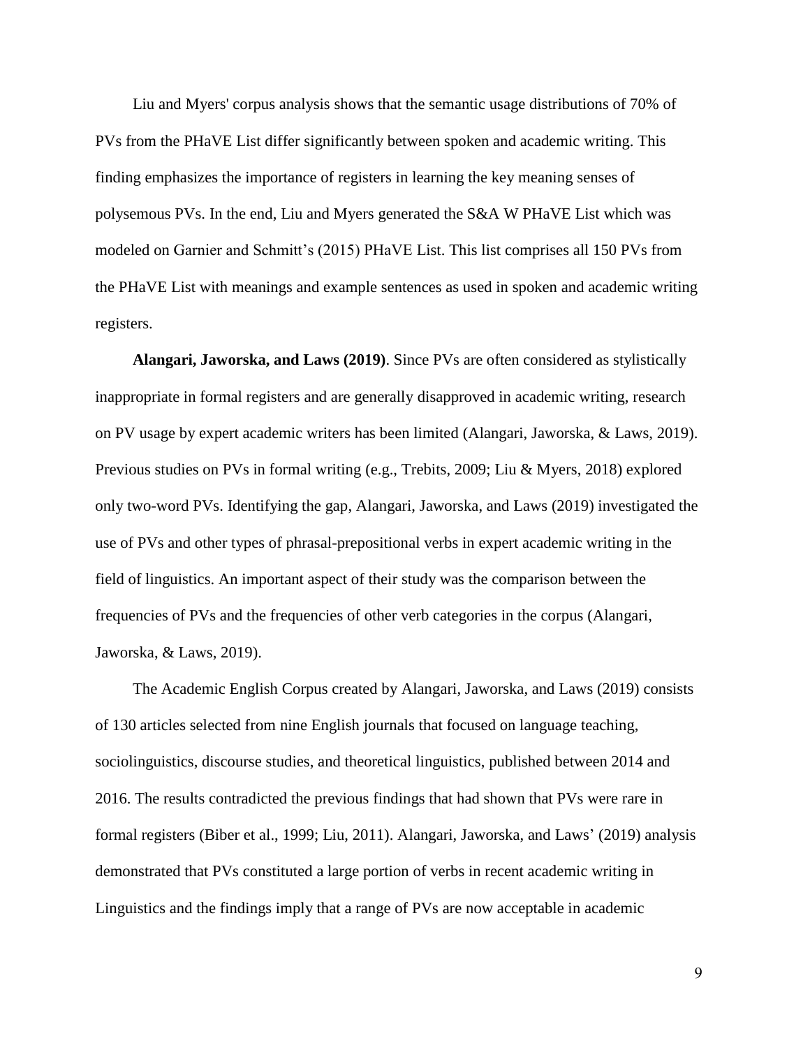Liu and Myers' corpus analysis shows that the semantic usage distributions of 70% of PVs from the PHaVE List differ significantly between spoken and academic writing. This finding emphasizes the importance of registers in learning the key meaning senses of polysemous PVs. In the end, Liu and Myers generated the S&A W PHaVE List which was modeled on Garnier and Schmitt's (2015) PHaVE List. This list comprises all 150 PVs from the PHaVE List with meanings and example sentences as used in spoken and academic writing registers.

**Alangari, Jaworska, and Laws (2019)**. Since PVs are often considered as stylistically inappropriate in formal registers and are generally disapproved in academic writing, research on PV usage by expert academic writers has been limited (Alangari, Jaworska, & Laws, 2019). Previous studies on PVs in formal writing (e.g., Trebits, 2009; Liu & Myers, 2018) explored only two-word PVs. Identifying the gap, Alangari, Jaworska, and Laws (2019) investigated the use of PVs and other types of phrasal-prepositional verbs in expert academic writing in the field of linguistics. An important aspect of their study was the comparison between the frequencies of PVs and the frequencies of other verb categories in the corpus (Alangari, Jaworska, & Laws, 2019).

The Academic English Corpus created by Alangari, Jaworska, and Laws (2019) consists of 130 articles selected from nine English journals that focused on language teaching, sociolinguistics, discourse studies, and theoretical linguistics, published between 2014 and 2016. The results contradicted the previous findings that had shown that PVs were rare in formal registers (Biber et al., 1999; Liu, 2011). Alangari, Jaworska, and Laws' (2019) analysis demonstrated that PVs constituted a large portion of verbs in recent academic writing in Linguistics and the findings imply that a range of PVs are now acceptable in academic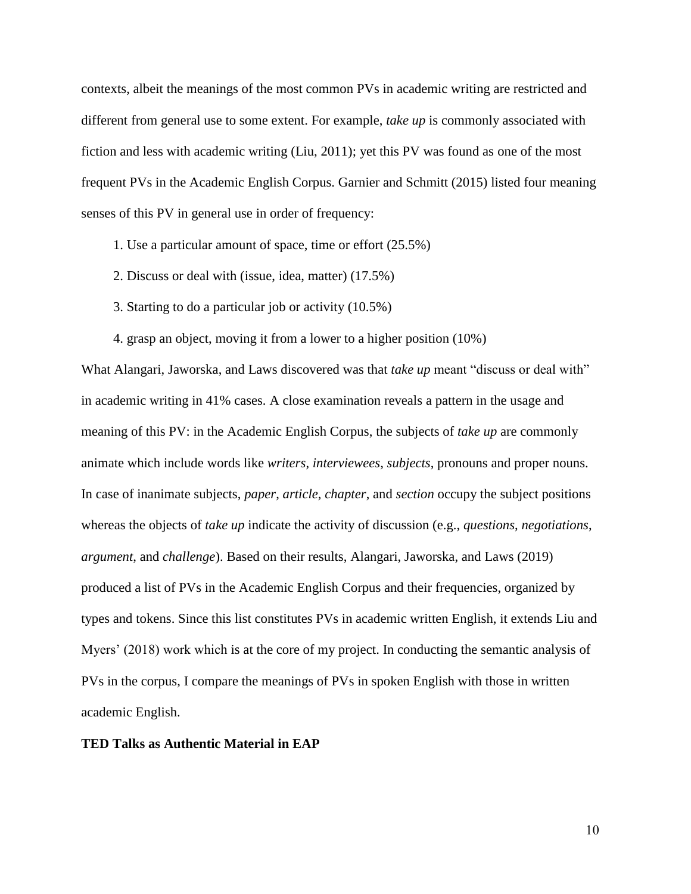contexts, albeit the meanings of the most common PVs in academic writing are restricted and different from general use to some extent. For example, *take up* is commonly associated with fiction and less with academic writing (Liu, 2011); yet this PV was found as one of the most frequent PVs in the Academic English Corpus. Garnier and Schmitt (2015) listed four meaning senses of this PV in general use in order of frequency:

1. Use a particular amount of space, time or effort (25.5%)
2. Discuss or deal with (issue, idea, matter) (17.5%)
3. Starting to do a particular job or activity (10.5%)
4. grasp an object, moving it from a lower to a higher position (10%)

What Alangari, Jaworska, and Laws discovered was that *take up* meant "discuss or deal with" in academic writing in 41% cases. A close examination reveals a pattern in the usage and meaning of this PV: in the Academic English Corpus, the subjects of *take up* are commonly animate which include words like *writers*, *interviewees*, *subjects*, pronouns and proper nouns. In case of inanimate subjects, *paper*, *article*, *chapter*, and *section* occupy the subject positions whereas the objects of *take up* indicate the activity of discussion (e.g., *questions*, *negotiations*, *argument*, and *challenge*). Based on their results, Alangari, Jaworska, and Laws (2019) produced a list of PVs in the Academic English Corpus and their frequencies, organized by types and tokens. Since this list constitutes PVs in academic written English, it extends Liu and Myers' (2018) work which is at the core of my project. In conducting the semantic analysis of PVs in the corpus, I compare the meanings of PVs in spoken English with those in written academic English.

**TED Talks as Authentic Material in EAP**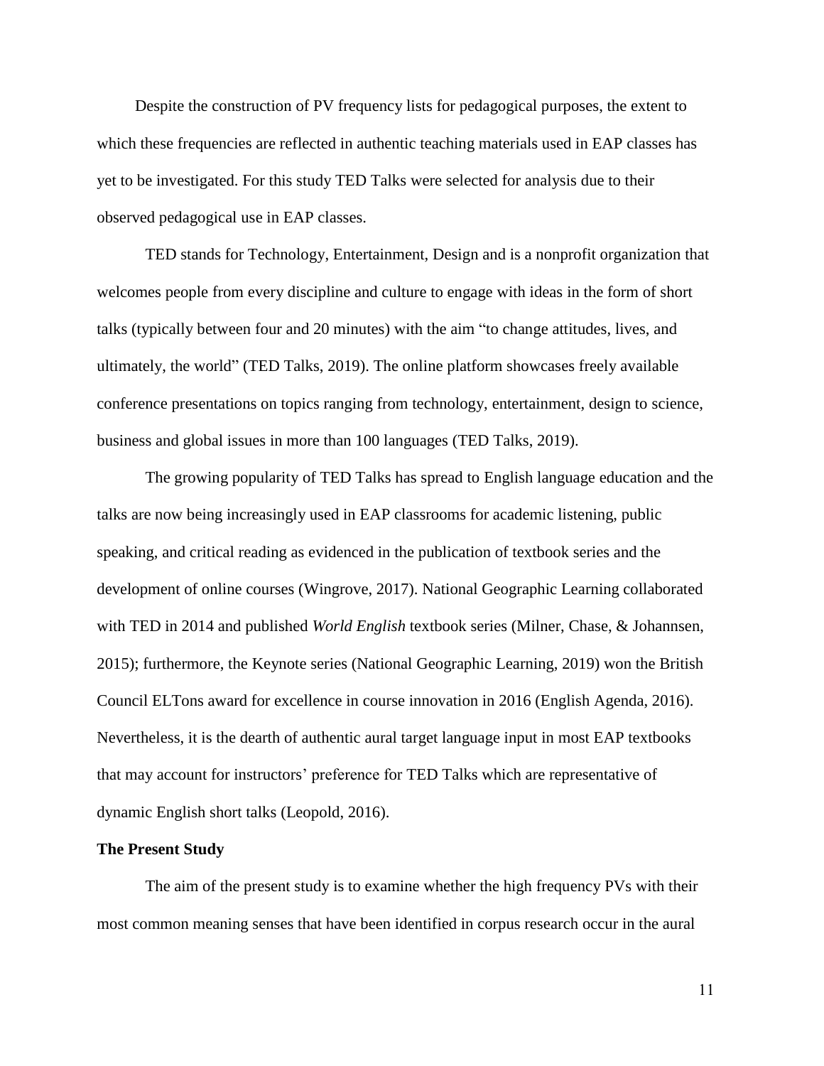Despite the construction of PV frequency lists for pedagogical purposes, the extent to which these frequencies are reflected in authentic teaching materials used in EAP classes has yet to be investigated. For this study TED Talks were selected for analysis due to their observed pedagogical use in EAP classes.

TED stands for Technology, Entertainment, Design and is a nonprofit organization that welcomes people from every discipline and culture to engage with ideas in the form of short talks (typically between four and 20 minutes) with the aim "to change attitudes, lives, and ultimately, the world" (TED Talks, 2019). The online platform showcases freely available conference presentations on topics ranging from technology, entertainment, design to science, business and global issues in more than 100 languages (TED Talks, 2019).

The growing popularity of TED Talks has spread to English language education and the talks are now being increasingly used in EAP classrooms for academic listening, public speaking, and critical reading as evidenced in the publication of textbook series and the development of online courses (Wingrove, 2017). National Geographic Learning collaborated with TED in 2014 and published *World English* textbook series (Milner, Chase, & Johannsen, 2015); furthermore, the Keynote series (National Geographic Learning, 2019) won the British Council ELTons award for excellence in course innovation in 2016 (English Agenda, 2016). Nevertheless, it is the dearth of authentic aural target language input in most EAP textbooks that may account for instructors' preference for TED Talks which are representative of dynamic English short talks (Leopold, 2016).

**The Present Study**

The aim of the present study is to examine whether the high frequency PVs with their most common meaning senses that have been identified in corpus research occur in the aural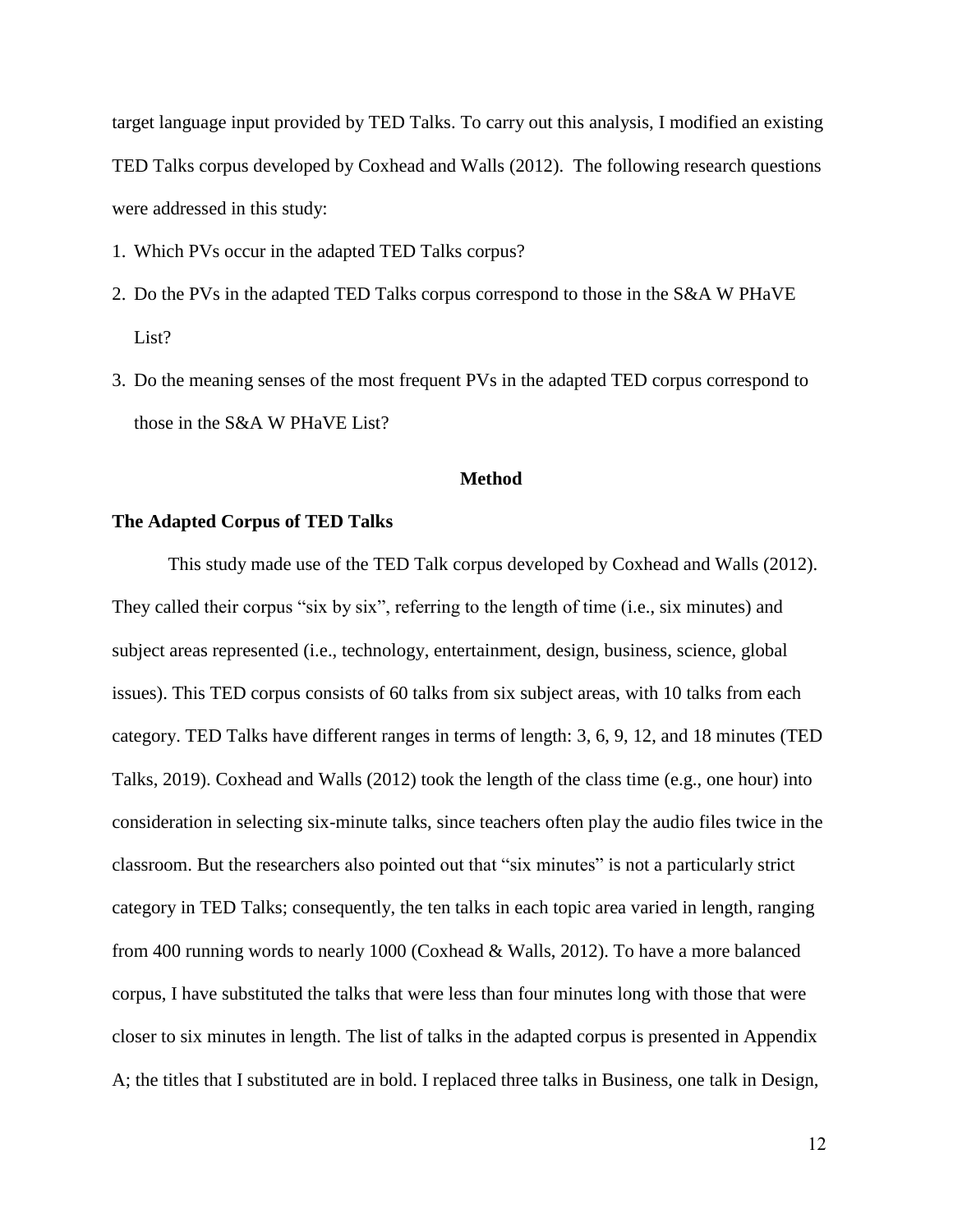target language input provided by TED Talks. To carry out this analysis, I modified an existing TED Talks corpus developed by Coxhead and Walls (2012). The following research questions were addressed in this study:

1. Which PVs occur in the adapted TED Talks corpus?
2. Do the PVs in the adapted TED Talks corpus correspond to those in the S&A W PHaVE List?
3. Do the meaning senses of the most frequent PVs in the adapted TED corpus correspond to those in the S&A W PHaVE List?

## Method

### The Adapted Corpus of TED Talks

This study made use of the TED Talk corpus developed by Coxhead and Walls (2012). They called their corpus "six by six", referring to the length of time (i.e., six minutes) and subject areas represented (i.e., technology, entertainment, design, business, science, global issues). This TED corpus consists of 60 talks from six subject areas, with 10 talks from each category. TED Talks have different ranges in terms of length: 3, 6, 9, 12, and 18 minutes (TED Talks, 2019). Coxhead and Walls (2012) took the length of the class time (e.g., one hour) into consideration in selecting six-minute talks, since teachers often play the audio files twice in the classroom. But the researchers also pointed out that "six minutes" is not a particularly strict category in TED Talks; consequently, the ten talks in each topic area varied in length, ranging from 400 running words to nearly 1000 (Coxhead & Walls, 2012). To have a more balanced corpus, I have substituted the talks that were less than four minutes long with those that were closer to six minutes in length. The list of talks in the adapted corpus is presented in Appendix A; the titles that I substituted are in bold. I replaced three talks in Business, one talk in Design,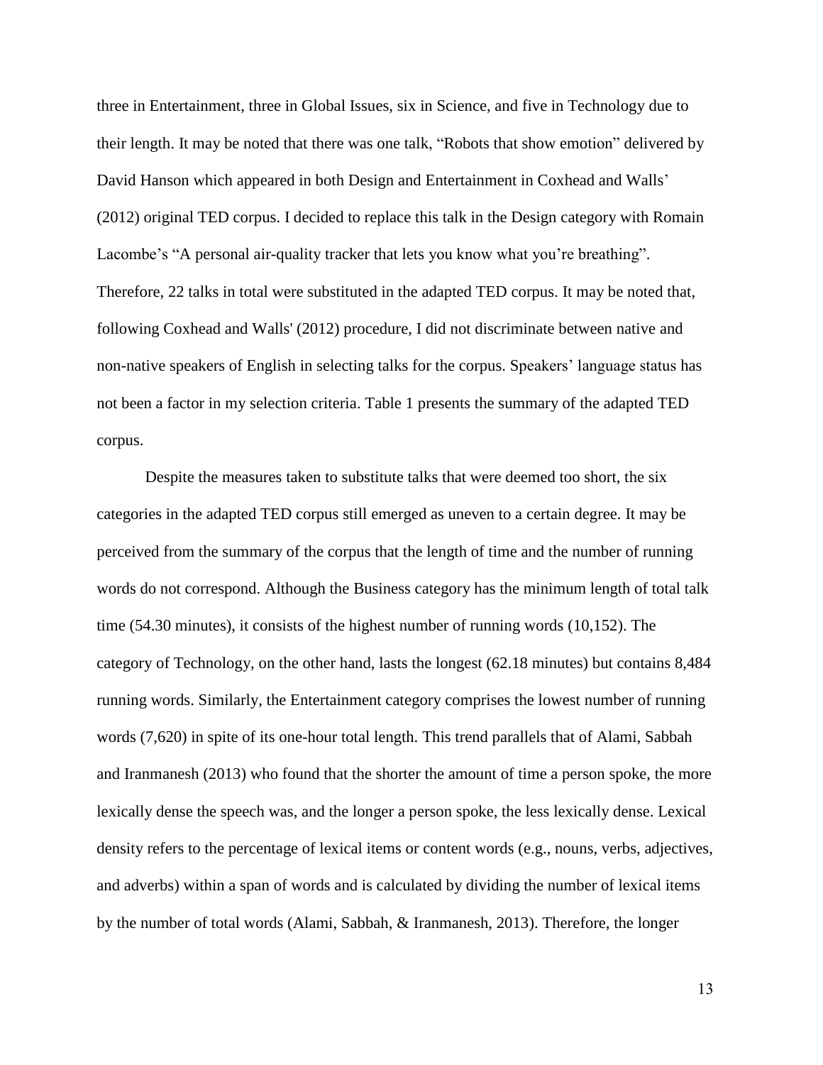three in Entertainment, three in Global Issues, six in Science, and five in Technology due to their length. It may be noted that there was one talk, "Robots that show emotion" delivered by David Hanson which appeared in both Design and Entertainment in Coxhead and Walls' (2012) original TED corpus. I decided to replace this talk in the Design category with Romain Lacombe's "A personal air-quality tracker that lets you know what you're breathing". Therefore, 22 talks in total were substituted in the adapted TED corpus. It may be noted that, following Coxhead and Walls' (2012) procedure, I did not discriminate between native and non-native speakers of English in selecting talks for the corpus. Speakers' language status has not been a factor in my selection criteria. Table 1 presents the summary of the adapted TED corpus.

Despite the measures taken to substitute talks that were deemed too short, the six categories in the adapted TED corpus still emerged as uneven to a certain degree. It may be perceived from the summary of the corpus that the length of time and the number of running words do not correspond. Although the Business category has the minimum length of total talk time (54.30 minutes), it consists of the highest number of running words (10,152). The category of Technology, on the other hand, lasts the longest (62.18 minutes) but contains 8,484 running words. Similarly, the Entertainment category comprises the lowest number of running words (7,620) in spite of its one-hour total length. This trend parallels that of Alami, Sabbah and Iranmanesh (2013) who found that the shorter the amount of time a person spoke, the more lexically dense the speech was, and the longer a person spoke, the less lexically dense. Lexical density refers to the percentage of lexical items or content words (e.g., nouns, verbs, adjectives, and adverbs) within a span of words and is calculated by dividing the number of lexical items by the number of total words (Alami, Sabbah, & Iranmanesh, 2013). Therefore, the longer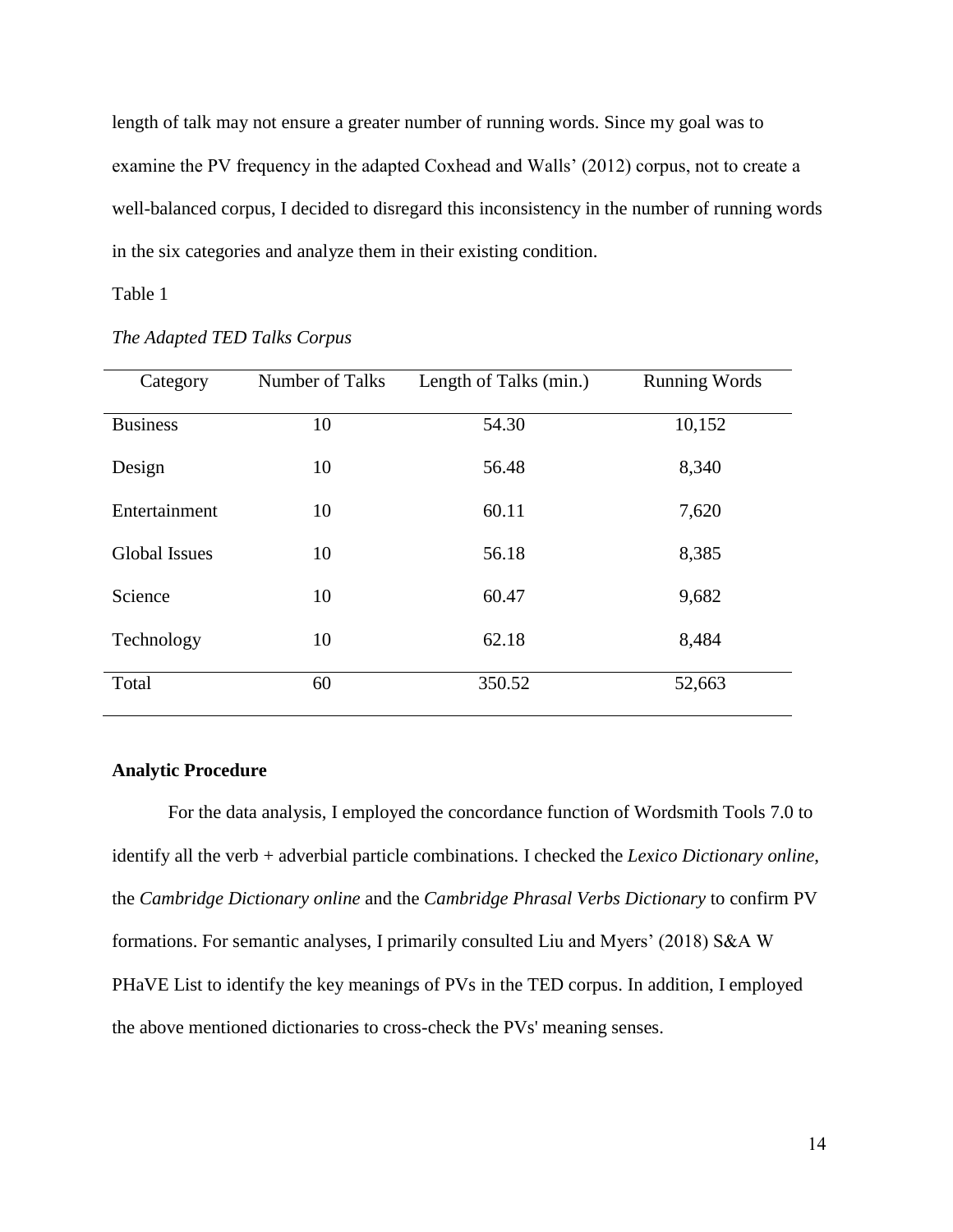length of talk may not ensure a greater number of running words. Since my goal was to examine the PV frequency in the adapted Coxhead and Walls' (2012) corpus, not to create a well-balanced corpus, I decided to disregard this inconsistency in the number of running words in the six categories and analyze them in their existing condition.

Table 1

*The Adapted TED Talks Corpus*

| Category | Number of Talks | Length of Talks (min.) | Running Words |
|---|---|---|---|
| Business | 10 | 54.30 | 10,152 |
| Design | 10 | 56.48 | 8,340 |
| Entertainment | 10 | 60.11 | 7,620 |
| Global Issues | 10 | 56.18 | 8,385 |
| Science | 10 | 60.47 | 9,682 |
| Technology | 10 | 62.18 | 8,484 |
| Total | 60 | 350.52 | 52,663 |

**Analytic Procedure**

For the data analysis, I employed the concordance function of Wordsmith Tools 7.0 to identify all the verb + adverbial particle combinations. I checked the *Lexico Dictionary online*, the *Cambridge Dictionary online* and the *Cambridge Phrasal Verbs Dictionary* to confirm PV formations. For semantic analyses, I primarily consulted Liu and Myers' (2018) S&A W PHaVE List to identify the key meanings of PVs in the TED corpus. In addition, I employed the above mentioned dictionaries to cross-check the PVs' meaning senses.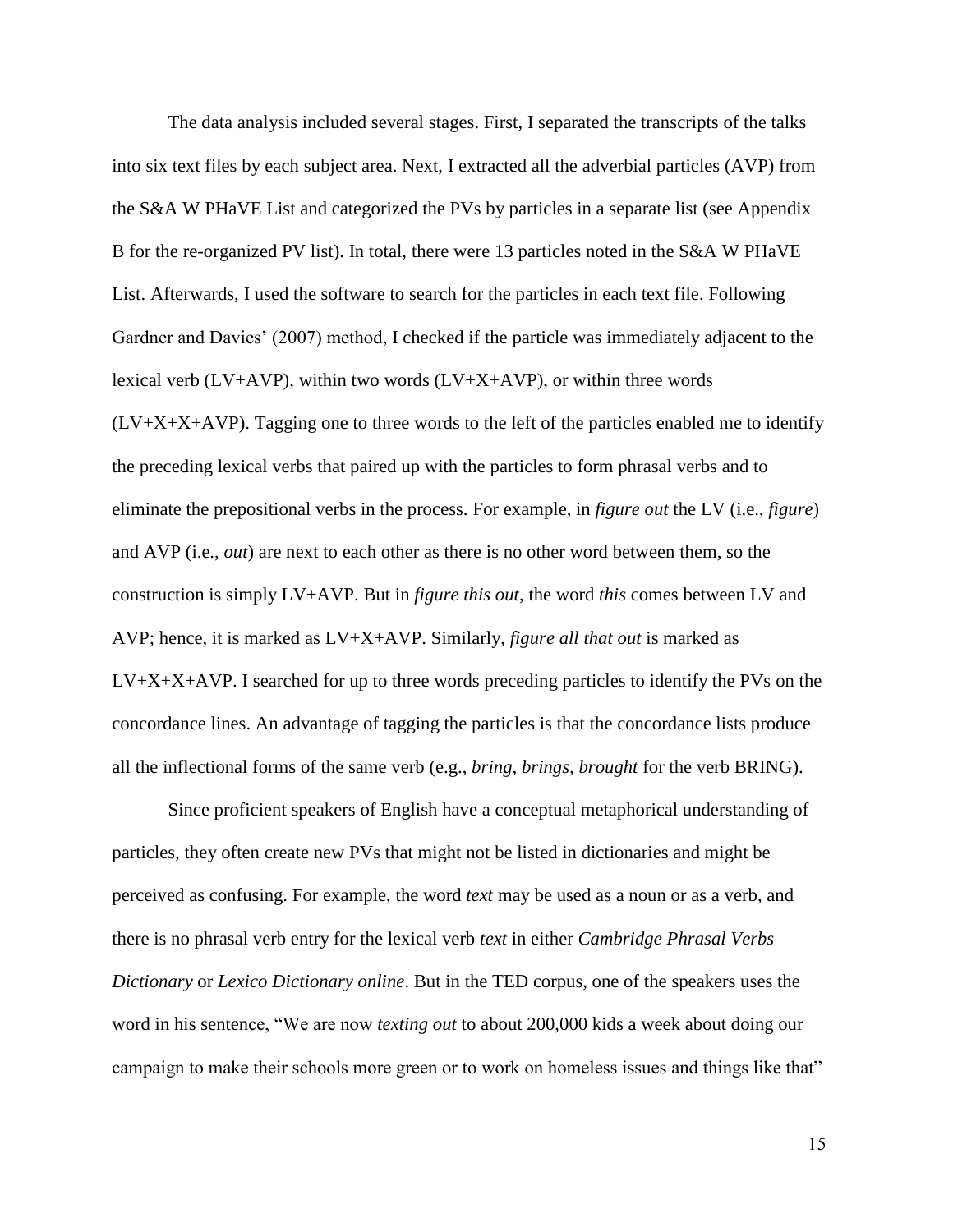The data analysis included several stages. First, I separated the transcripts of the talks into six text files by each subject area. Next, I extracted all the adverbial particles (AVP) from the S&A W PHaVE List and categorized the PVs by particles in a separate list (see Appendix B for the re-organized PV list). In total, there were 13 particles noted in the S&A W PHaVE List. Afterwards, I used the software to search for the particles in each text file. Following Gardner and Davies' (2007) method, I checked if the particle was immediately adjacent to the lexical verb (LV+AVP), within two words (LV+X+AVP), or within three words (LV+X+X+AVP). Tagging one to three words to the left of the particles enabled me to identify the preceding lexical verbs that paired up with the particles to form phrasal verbs and to eliminate the prepositional verbs in the process. For example, in *figure out* the LV (i.e., *figure*) and AVP (i.e., *out*) are next to each other as there is no other word between them, so the construction is simply LV+AVP. But in *figure this out*, the word *this* comes between LV and AVP; hence, it is marked as LV+X+AVP. Similarly, *figure all that out* is marked as LV+X+X+AVP. I searched for up to three words preceding particles to identify the PVs on the concordance lines. An advantage of tagging the particles is that the concordance lists produce all the inflectional forms of the same verb (e.g., *bring, brings, brought* for the verb BRING).

Since proficient speakers of English have a conceptual metaphorical understanding of particles, they often create new PVs that might not be listed in dictionaries and might be perceived as confusing. For example, the word *text* may be used as a noun or as a verb, and there is no phrasal verb entry for the lexical verb *text* in either *Cambridge Phrasal Verbs Dictionary* or *Lexico Dictionary online*. But in the TED corpus, one of the speakers uses the word in his sentence, "We are now *texting out* to about 200,000 kids a week about doing our campaign to make their schools more green or to work on homeless issues and things like that"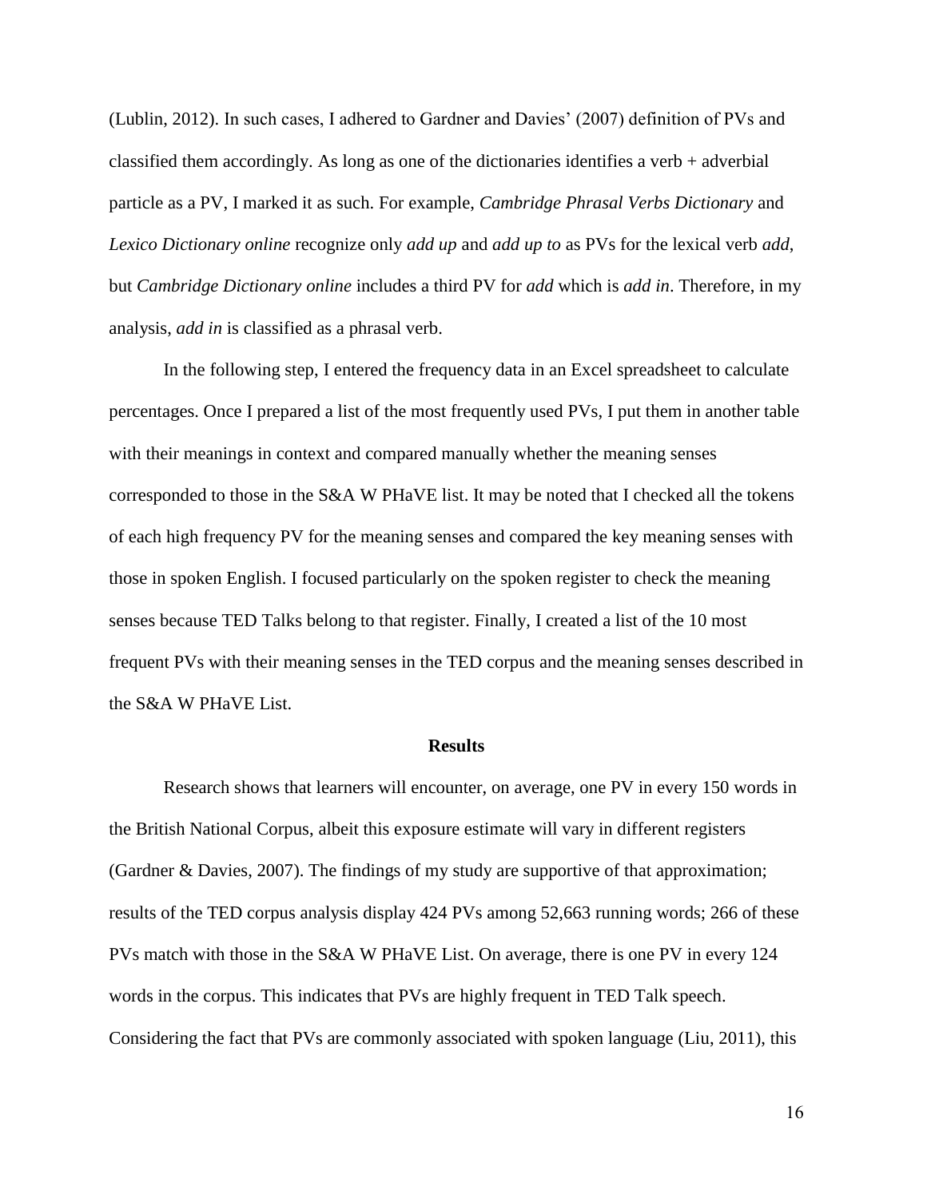(Lublin, 2012). In such cases, I adhered to Gardner and Davies' (2007) definition of PVs and classified them accordingly. As long as one of the dictionaries identifies a verb + adverbial particle as a PV, I marked it as such. For example, *Cambridge Phrasal Verbs Dictionary* and *Lexico Dictionary online* recognize only *add up* and *add up to* as PVs for the lexical verb *add*, but *Cambridge Dictionary online* includes a third PV for *add* which is *add in*. Therefore, in my analysis, *add in* is classified as a phrasal verb.

In the following step, I entered the frequency data in an Excel spreadsheet to calculate percentages. Once I prepared a list of the most frequently used PVs, I put them in another table with their meanings in context and compared manually whether the meaning senses corresponded to those in the S&A W PHaVE list. It may be noted that I checked all the tokens of each high frequency PV for the meaning senses and compared the key meaning senses with those in spoken English. I focused particularly on the spoken register to check the meaning senses because TED Talks belong to that register. Finally, I created a list of the 10 most frequent PVs with their meaning senses in the TED corpus and the meaning senses described in the S&A W PHaVE List.

## Results

Research shows that learners will encounter, on average, one PV in every 150 words in the British National Corpus, albeit this exposure estimate will vary in different registers (Gardner & Davies, 2007). The findings of my study are supportive of that approximation; results of the TED corpus analysis display 424 PVs among 52,663 running words; 266 of these PVs match with those in the S&A W PHaVE List. On average, there is one PV in every 124 words in the corpus. This indicates that PVs are highly frequent in TED Talk speech. Considering the fact that PVs are commonly associated with spoken language (Liu, 2011), this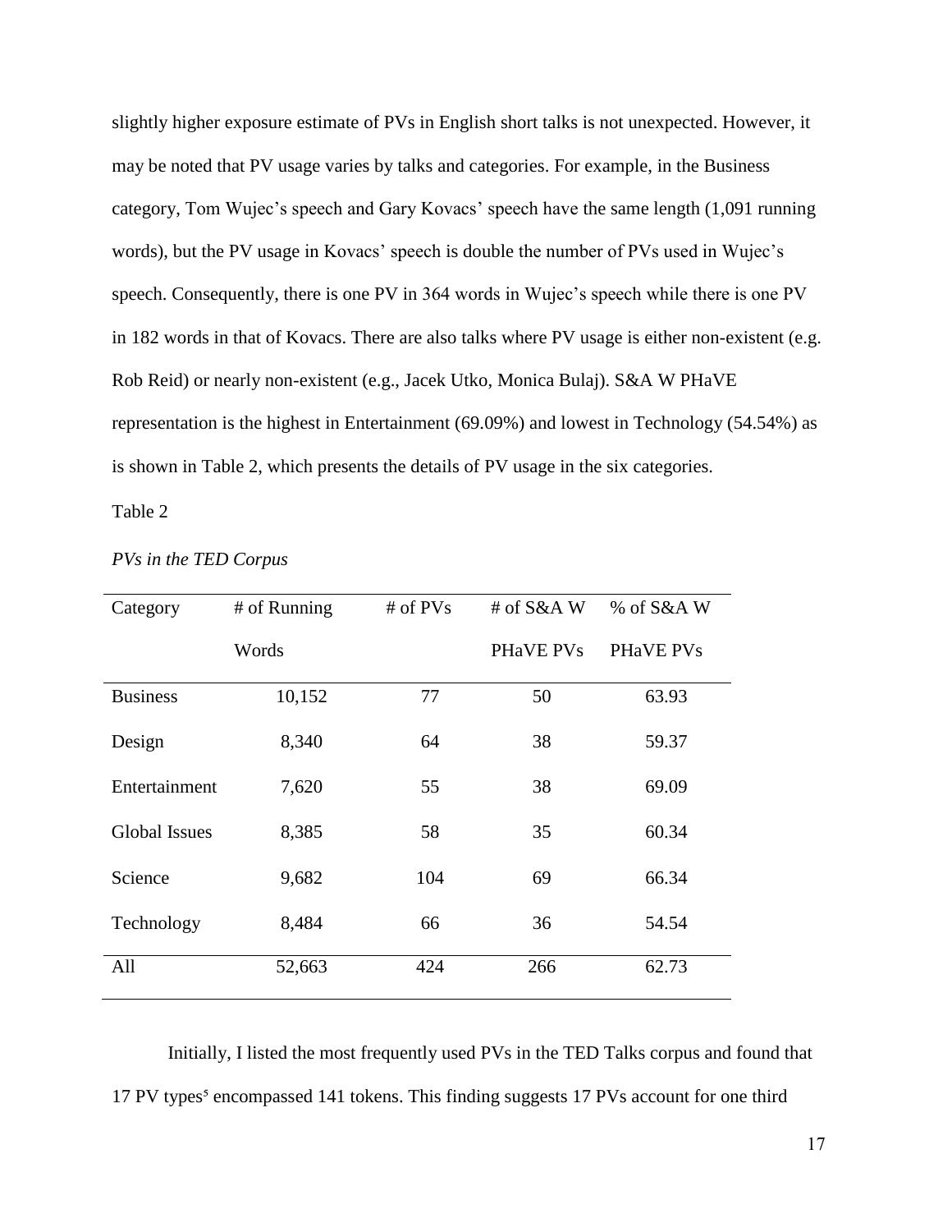slightly higher exposure estimate of PVs in English short talks is not unexpected. However, it may be noted that PV usage varies by talks and categories. For example, in the Business category, Tom Wujec's speech and Gary Kovacs' speech have the same length (1,091 running words), but the PV usage in Kovacs' speech is double the number of PVs used in Wujec's speech. Consequently, there is one PV in 364 words in Wujec's speech while there is one PV in 182 words in that of Kovacs. There are also talks where PV usage is either non-existent (e.g. Rob Reid) or nearly non-existent (e.g., Jacek Utko, Monica Bulaj). S&A W PHaVE representation is the highest in Entertainment (69.09%) and lowest in Technology (54.54%) as is shown in Table 2, which presents the details of PV usage in the six categories.

Table 2

*PVs in the TED Corpus*

| Category | # of Running Words | # of PVs | # of S&A W PHaVE PVs | % of S&A W PHaVE PVs |
|---|---|---|---|---|
| Business | 10,152 | 77 | 50 | 63.93 |
| Design | 8,340 | 64 | 38 | 59.37 |
| Entertainment | 7,620 | 55 | 38 | 69.09 |
| Global Issues | 8,385 | 58 | 35 | 60.34 |
| Science | 9,682 | 104 | 69 | 66.34 |
| Technology | 8,484 | 66 | 36 | 54.54 |
| All | 52,663 | 424 | 266 | 62.73 |

Initially, I listed the most frequently used PVs in the TED Talks corpus and found that 17 PV types[5] encompassed 141 tokens. This finding suggests 17 PVs account for one third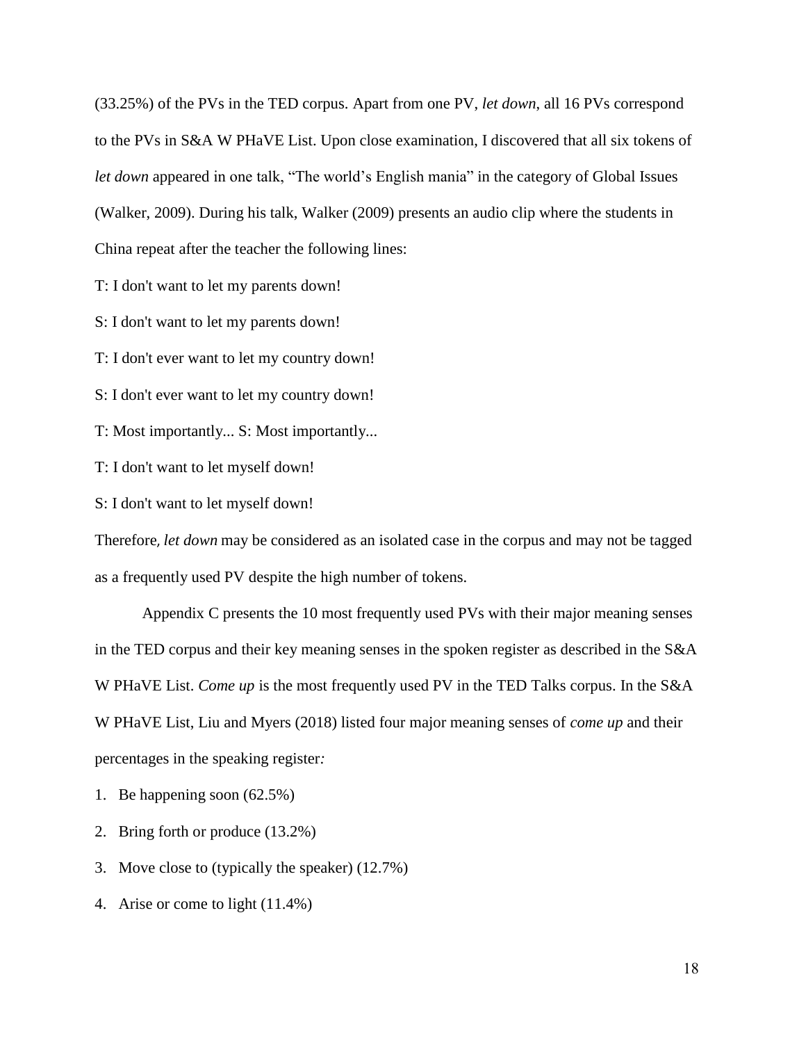(33.25%) of the PVs in the TED corpus. Apart from one PV, *let down*, all 16 PVs correspond to the PVs in S&A W PHaVE List. Upon close examination, I discovered that all six tokens of *let down* appeared in one talk, "The world's English mania" in the category of Global Issues (Walker, 2009). During his talk, Walker (2009) presents an audio clip where the students in China repeat after the teacher the following lines:

T: I don't want to let my parents down!

S: I don't want to let my parents down!

T: I don't ever want to let my country down!

S: I don't ever want to let my country down!

T: Most importantly... S: Most importantly...

T: I don't want to let myself down!

S: I don't want to let myself down!

Therefore*, let down* may be considered as an isolated case in the corpus and may not be tagged as a frequently used PV despite the high number of tokens.

Appendix C presents the 10 most frequently used PVs with their major meaning senses in the TED corpus and their key meaning senses in the spoken register as described in the S&A W PHaVE List. *Come up* is the most frequently used PV in the TED Talks corpus. In the S&A W PHaVE List, Liu and Myers (2018) listed four major meaning senses of *come up* and their percentages in the speaking register*:*

1. Be happening soon (62.5%)
2. Bring forth or produce (13.2%)
3. Move close to (typically the speaker) (12.7%)
4. Arise or come to light (11.4%)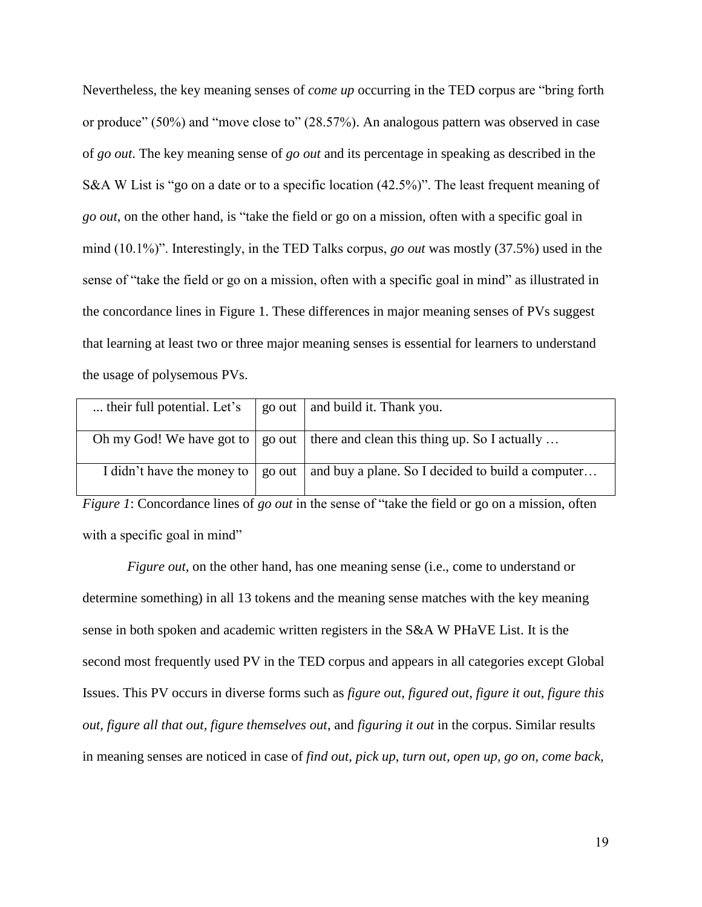Nevertheless, the key meaning senses of *come up* occurring in the TED corpus are "bring forth or produce" (50%) and "move close to" (28.57%). An analogous pattern was observed in case of *go out*. The key meaning sense of *go out* and its percentage in speaking as described in the S&A W List is "go on a date or to a specific location (42.5%)". The least frequent meaning of *go out*, on the other hand, is "take the field or go on a mission, often with a specific goal in mind (10.1%)". Interestingly, in the TED Talks corpus, *go out* was mostly (37.5%) used in the sense of "take the field or go on a mission, often with a specific goal in mind" as illustrated in the concordance lines in Figure 1. These differences in major meaning senses of PVs suggest that learning at least two or three major meaning senses is essential for learners to understand the usage of polysemous PVs.

| | | |
|---|---|---|
| ... their full potential. Let's | go out | and build it. Thank you. |
| Oh my God! We have got to | go out | there and clean this thing up. So I actually … |
| I didn't have the money to | go out | and buy a plane. So I decided to build a computer… |

*Figure 1*: Concordance lines of *go out* in the sense of "take the field or go on a mission, often with a specific goal in mind"

*Figure out,* on the other hand, has one meaning sense (i.e., come to understand or determine something) in all 13 tokens and the meaning sense matches with the key meaning sense in both spoken and academic written registers in the S&A W PHaVE List. It is the second most frequently used PV in the TED corpus and appears in all categories except Global Issues. This PV occurs in diverse forms such as *figure out, figured out, figure it out, figure this out, figure all that out, figure themselves out*, and *figuring it out* in the corpus. Similar results in meaning senses are noticed in case of *find out, pick up, turn out, open up, go on, come back,*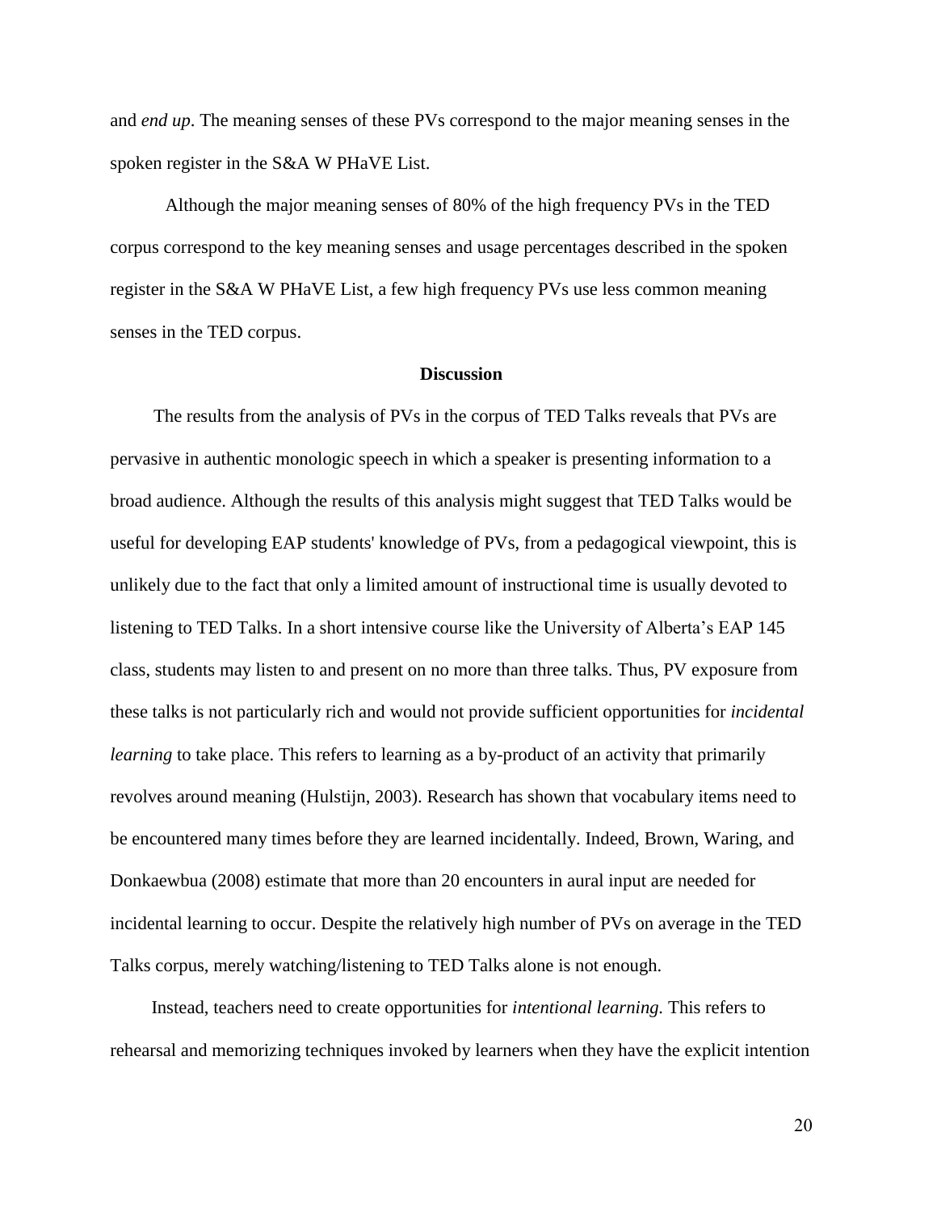and *end up*. The meaning senses of these PVs correspond to the major meaning senses in the spoken register in the S&A W PHaVE List.

Although the major meaning senses of 80% of the high frequency PVs in the TED corpus correspond to the key meaning senses and usage percentages described in the spoken register in the S&A W PHaVE List, a few high frequency PVs use less common meaning senses in the TED corpus.

## Discussion

The results from the analysis of PVs in the corpus of TED Talks reveals that PVs are pervasive in authentic monologic speech in which a speaker is presenting information to a broad audience. Although the results of this analysis might suggest that TED Talks would be useful for developing EAP students' knowledge of PVs, from a pedagogical viewpoint, this is unlikely due to the fact that only a limited amount of instructional time is usually devoted to listening to TED Talks. In a short intensive course like the University of Alberta's EAP 145 class, students may listen to and present on no more than three talks. Thus, PV exposure from these talks is not particularly rich and would not provide sufficient opportunities for *incidental learning* to take place. This refers to learning as a by-product of an activity that primarily revolves around meaning (Hulstijn, 2003). Research has shown that vocabulary items need to be encountered many times before they are learned incidentally. Indeed, Brown, Waring, and Donkaewbua (2008) estimate that more than 20 encounters in aural input are needed for incidental learning to occur. Despite the relatively high number of PVs on average in the TED Talks corpus, merely watching/listening to TED Talks alone is not enough.

Instead, teachers need to create opportunities for *intentional learning.* This refers to rehearsal and memorizing techniques invoked by learners when they have the explicit intention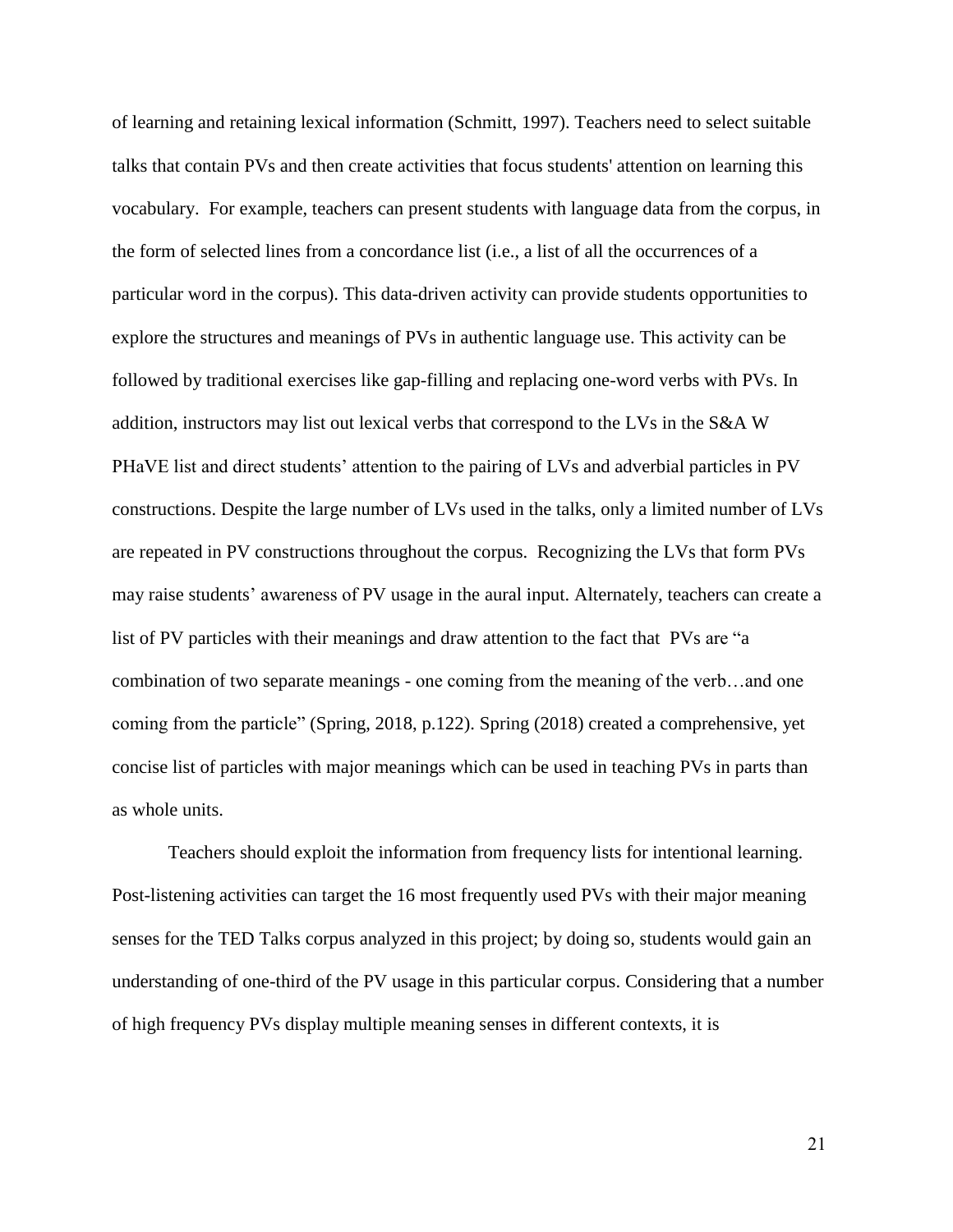of learning and retaining lexical information (Schmitt, 1997). Teachers need to select suitable talks that contain PVs and then create activities that focus students' attention on learning this vocabulary. For example, teachers can present students with language data from the corpus, in the form of selected lines from a concordance list (i.e., a list of all the occurrences of a particular word in the corpus). This data-driven activity can provide students opportunities to explore the structures and meanings of PVs in authentic language use. This activity can be followed by traditional exercises like gap-filling and replacing one-word verbs with PVs. In addition, instructors may list out lexical verbs that correspond to the LVs in the S&A W PHaVE list and direct students' attention to the pairing of LVs and adverbial particles in PV constructions. Despite the large number of LVs used in the talks, only a limited number of LVs are repeated in PV constructions throughout the corpus. Recognizing the LVs that form PVs may raise students' awareness of PV usage in the aural input. Alternately, teachers can create a list of PV particles with their meanings and draw attention to the fact that PVs are "a combination of two separate meanings - one coming from the meaning of the verb…and one coming from the particle" (Spring, 2018, p.122). Spring (2018) created a comprehensive, yet concise list of particles with major meanings which can be used in teaching PVs in parts than as whole units.

Teachers should exploit the information from frequency lists for intentional learning. Post-listening activities can target the 16 most frequently used PVs with their major meaning senses for the TED Talks corpus analyzed in this project; by doing so, students would gain an understanding of one-third of the PV usage in this particular corpus. Considering that a number of high frequency PVs display multiple meaning senses in different contexts, it is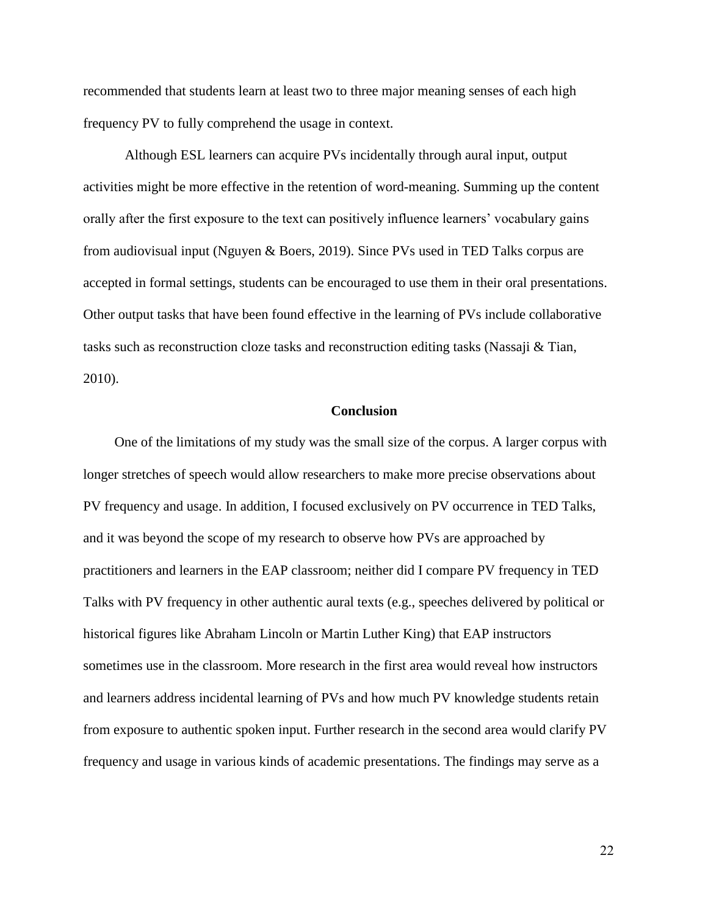recommended that students learn at least two to three major meaning senses of each high frequency PV to fully comprehend the usage in context.

Although ESL learners can acquire PVs incidentally through aural input, output activities might be more effective in the retention of word-meaning. Summing up the content orally after the first exposure to the text can positively influence learners' vocabulary gains from audiovisual input (Nguyen & Boers, 2019). Since PVs used in TED Talks corpus are accepted in formal settings, students can be encouraged to use them in their oral presentations. Other output tasks that have been found effective in the learning of PVs include collaborative tasks such as reconstruction cloze tasks and reconstruction editing tasks (Nassaji & Tian, 2010).

## Conclusion

One of the limitations of my study was the small size of the corpus. A larger corpus with longer stretches of speech would allow researchers to make more precise observations about PV frequency and usage. In addition, I focused exclusively on PV occurrence in TED Talks, and it was beyond the scope of my research to observe how PVs are approached by practitioners and learners in the EAP classroom; neither did I compare PV frequency in TED Talks with PV frequency in other authentic aural texts (e.g., speeches delivered by political or historical figures like Abraham Lincoln or Martin Luther King) that EAP instructors sometimes use in the classroom. More research in the first area would reveal how instructors and learners address incidental learning of PVs and how much PV knowledge students retain from exposure to authentic spoken input. Further research in the second area would clarify PV frequency and usage in various kinds of academic presentations. The findings may serve as a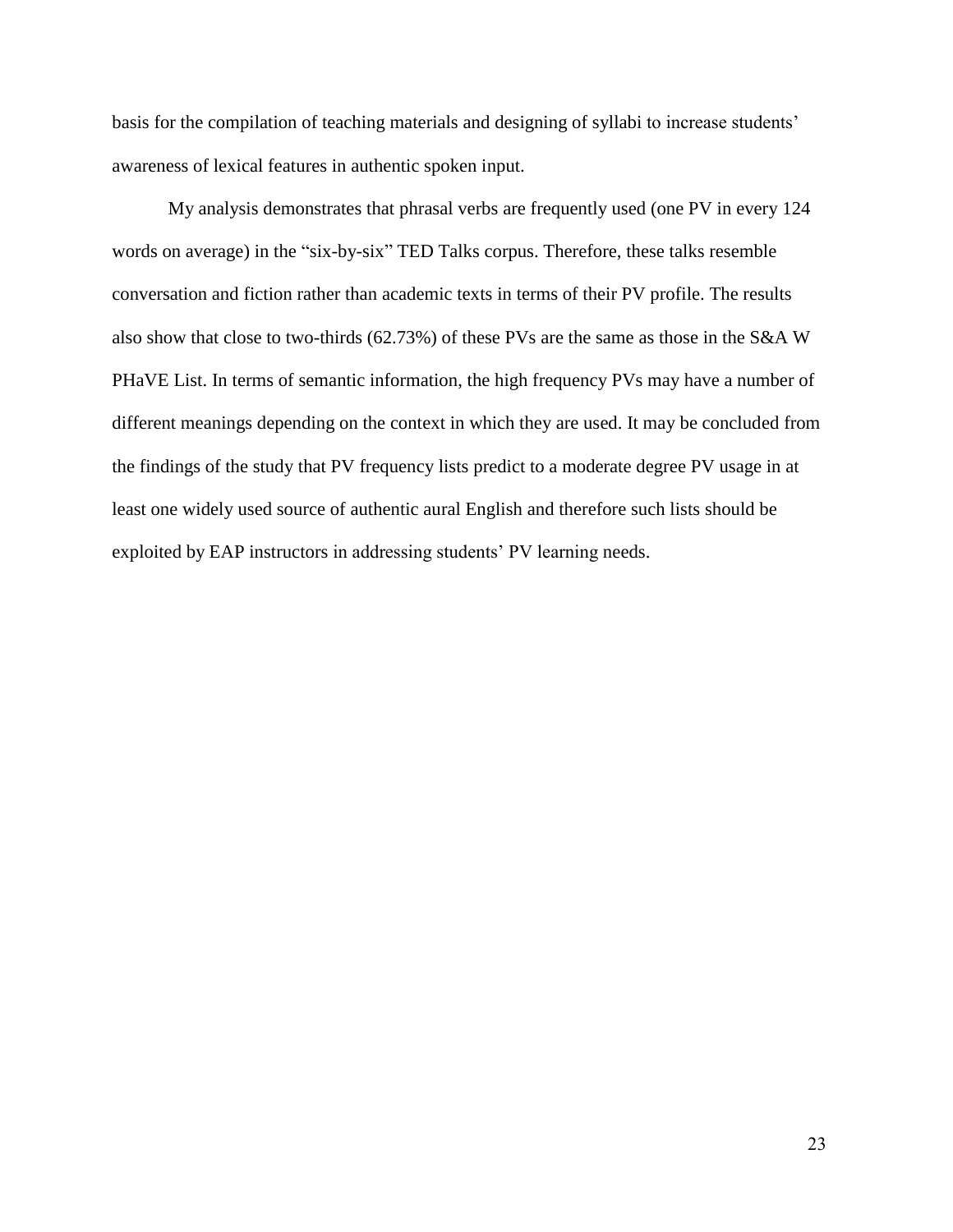basis for the compilation of teaching materials and designing of syllabi to increase students' awareness of lexical features in authentic spoken input.

My analysis demonstrates that phrasal verbs are frequently used (one PV in every 124 words on average) in the "six-by-six" TED Talks corpus. Therefore, these talks resemble conversation and fiction rather than academic texts in terms of their PV profile. The results also show that close to two-thirds (62.73%) of these PVs are the same as those in the S&A W PHaVE List. In terms of semantic information, the high frequency PVs may have a number of different meanings depending on the context in which they are used. It may be concluded from the findings of the study that PV frequency lists predict to a moderate degree PV usage in at least one widely used source of authentic aural English and therefore such lists should be exploited by EAP instructors in addressing students' PV learning needs.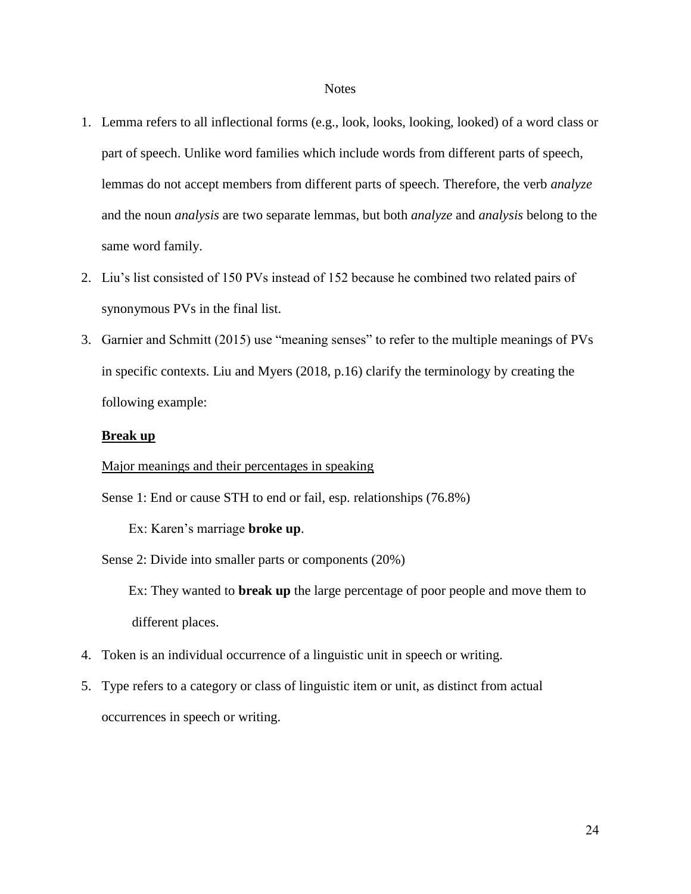## Notes

1. Lemma refers to all inflectional forms (e.g., look, looks, looking, looked) of a word class or part of speech. Unlike word families which include words from different parts of speech, lemmas do not accept members from different parts of speech. Therefore, the verb *analyze* and the noun *analysis* are two separate lemmas, but both *analyze* and *analysis* belong to the same word family.
2. Liu's list consisted of 150 PVs instead of 152 because he combined two related pairs of synonymous PVs in the final list.
3. Garnier and Schmitt (2015) use "meaning senses" to refer to the multiple meanings of PVs in specific contexts. Liu and Myers (2018, p.16) clarify the terminology by creating the following example:

   <u>**Break up**</u>

   <u>Major meanings and their percentages in speaking</u>

   Sense 1: End or cause STH to end or fail, esp. relationships (76.8%)

   Ex: Karen's marriage **broke up**.

   Sense 2: Divide into smaller parts or components (20%)

   Ex: They wanted to **break up** the large percentage of poor people and move them to different places.

4. Token is an individual occurrence of a linguistic unit in speech or writing.
5. Type refers to a category or class of linguistic item or unit, as distinct from actual occurrences in speech or writing.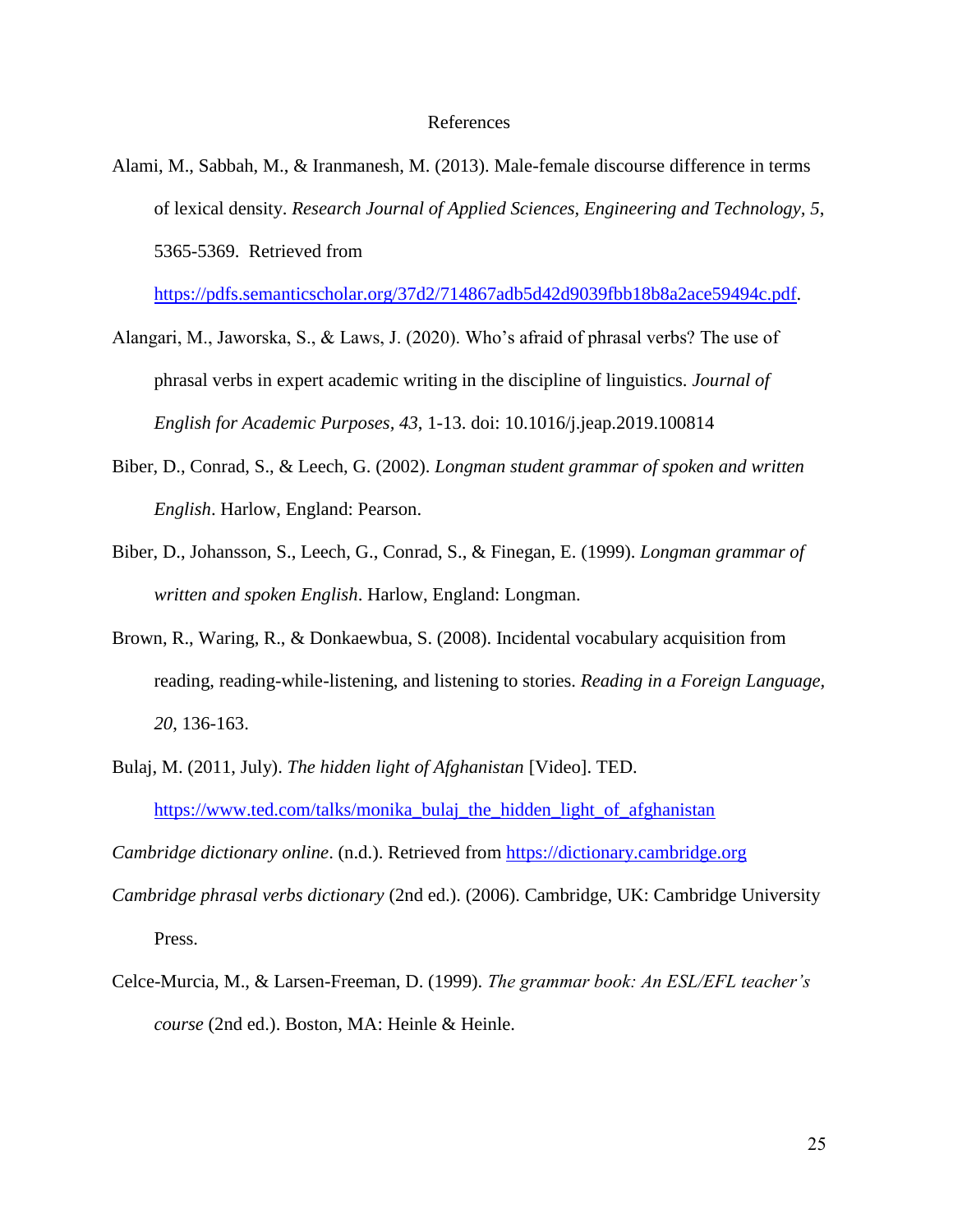# References

Alami, M., Sabbah, M., & Iranmanesh, M. (2013). Male-female discourse difference in terms of lexical density. *Research Journal of Applied Sciences, Engineering and Technology, 5*, 5365-5369. Retrieved from https://pdfs.semanticscholar.org/37d2/714867adb5d42d9039fbb18b8a2ace59494c.pdf.

Alangari, M., Jaworska, S., & Laws, J. (2020). Who's afraid of phrasal verbs? The use of phrasal verbs in expert academic writing in the discipline of linguistics. *Journal of English for Academic Purposes, 43*, 1-13. doi: 10.1016/j.jeap.2019.100814

Biber, D., Conrad, S., & Leech, G. (2002). *Longman student grammar of spoken and written English*. Harlow, England: Pearson.

Biber, D., Johansson, S., Leech, G., Conrad, S., & Finegan, E. (1999). *Longman grammar of written and spoken English*. Harlow, England: Longman.

Brown, R., Waring, R., & Donkaewbua, S. (2008). Incidental vocabulary acquisition from reading, reading-while-listening, and listening to stories. *Reading in a Foreign Language, 20*, 136-163.

Bulaj, M. (2011, July). *The hidden light of Afghanistan* [Video]. TED. https://www.ted.com/talks/monika_bulaj_the_hidden_light_of_afghanistan

*Cambridge dictionary online*. (n.d.). Retrieved from https://dictionary.cambridge.org

*Cambridge phrasal verbs dictionary* (2nd ed.). (2006). Cambridge, UK: Cambridge University Press.

Celce-Murcia, M., & Larsen-Freeman, D. (1999). *The grammar book: An ESL/EFL teacher's course* (2nd ed.). Boston, MA: Heinle & Heinle.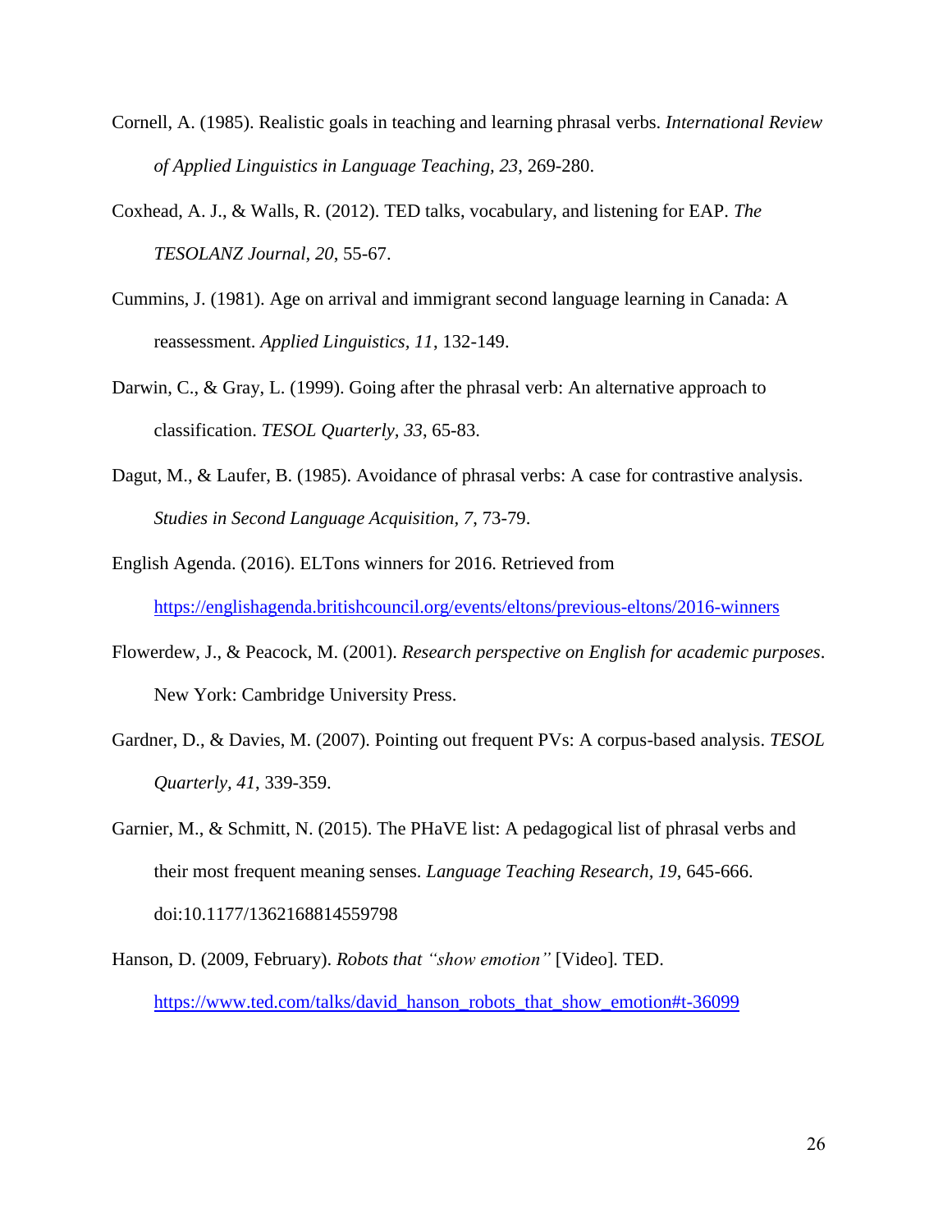Cornell, A. (1985). Realistic goals in teaching and learning phrasal verbs. *International Review of Applied Linguistics in Language Teaching, 23*, 269-280.

Coxhead, A. J., & Walls, R. (2012). TED talks, vocabulary, and listening for EAP. *The TESOLANZ Journal, 20*, 55-67.

Cummins, J. (1981). Age on arrival and immigrant second language learning in Canada: A reassessment. *Applied Linguistics, 11*, 132-149.

Darwin, C., & Gray, L. (1999). Going after the phrasal verb: An alternative approach to classification. *TESOL Quarterly, 33*, 65-83.

Dagut, M., & Laufer, B. (1985). Avoidance of phrasal verbs: A case for contrastive analysis. *Studies in Second Language Acquisition, 7*, 73-79.

English Agenda. (2016). ELTons winners for 2016. Retrieved from https://englishagenda.britishcouncil.org/events/eltons/previous-eltons/2016-winners

Flowerdew, J., & Peacock, M. (2001). *Research perspective on English for academic purposes*. New York: Cambridge University Press.

Gardner, D., & Davies, M. (2007). Pointing out frequent PVs: A corpus-based analysis. *TESOL Quarterly, 41*, 339-359.

Garnier, M., & Schmitt, N. (2015). The PHaVE list: A pedagogical list of phrasal verbs and their most frequent meaning senses. *Language Teaching Research, 19*, 645-666. doi:10.1177/1362168814559798

Hanson, D. (2009, February). *Robots that "show emotion"* [Video]. TED. https://www.ted.com/talks/david_hanson_robots_that_show_emotion#t-36099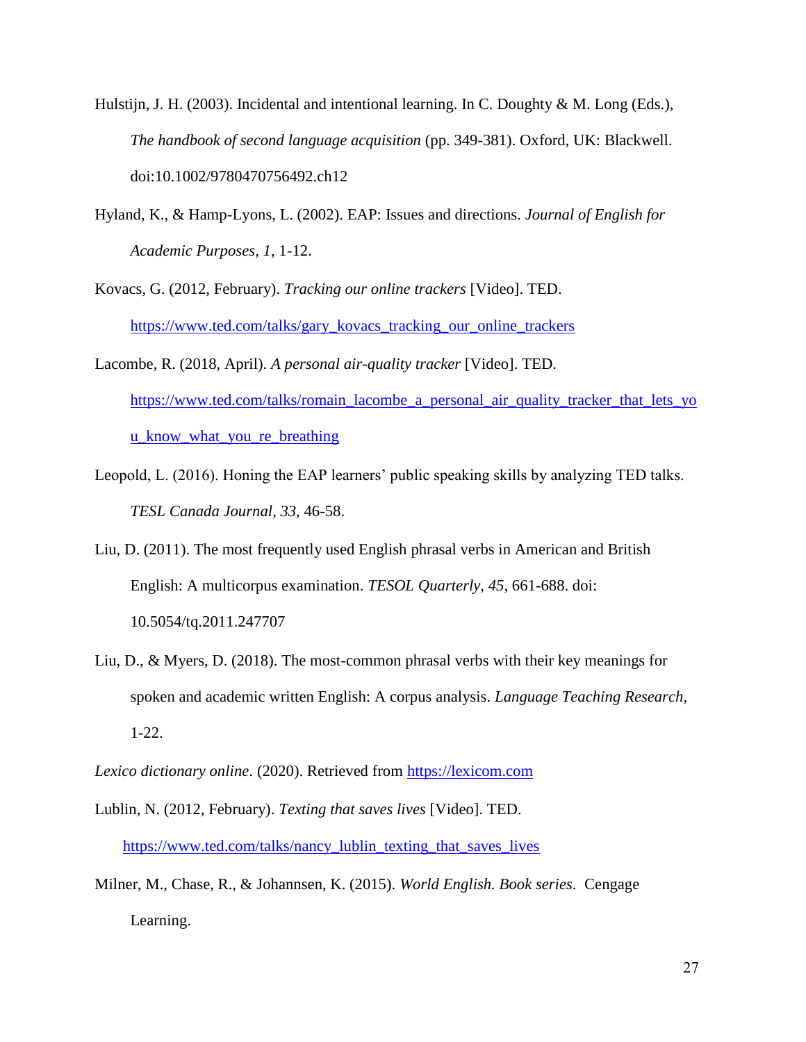Hulstijn, J. H. (2003). Incidental and intentional learning. In C. Doughty & M. Long (Eds.), *The handbook of second language acquisition* (pp. 349-381). Oxford, UK: Blackwell. doi:10.1002/9780470756492.ch12

Hyland, K., & Hamp-Lyons, L. (2002). EAP: Issues and directions. *Journal of English for Academic Purposes*, *1*, 1-12.

Kovacs, G. (2012, February). *Tracking our online trackers* [Video]. TED. https://www.ted.com/talks/gary_kovacs_tracking_our_online_trackers

Lacombe, R. (2018, April). *A personal air-quality tracker* [Video]. TED. https://www.ted.com/talks/romain_lacombe_a_personal_air_quality_tracker_that_lets_you_know_what_you_re_breathing

Leopold, L. (2016). Honing the EAP learners' public speaking skills by analyzing TED talks. *TESL Canada Journal, 33*, 46-58.

Liu, D. (2011). The most frequently used English phrasal verbs in American and British English: A multicorpus examination. *TESOL Quarterly, 45*, 661-688. doi: 10.5054/tq.2011.247707

Liu, D., & Myers, D. (2018). The most-common phrasal verbs with their key meanings for spoken and academic written English: A corpus analysis. *Language Teaching Research*, 1-22.

*Lexico dictionary online*. (2020). Retrieved from https://lexicom.com

Lublin, N. (2012, February). *Texting that saves lives* [Video]. TED. https://www.ted.com/talks/nancy_lublin_texting_that_saves_lives

Milner, M., Chase, R., & Johannsen, K. (2015). *World English. Book series*. Cengage Learning.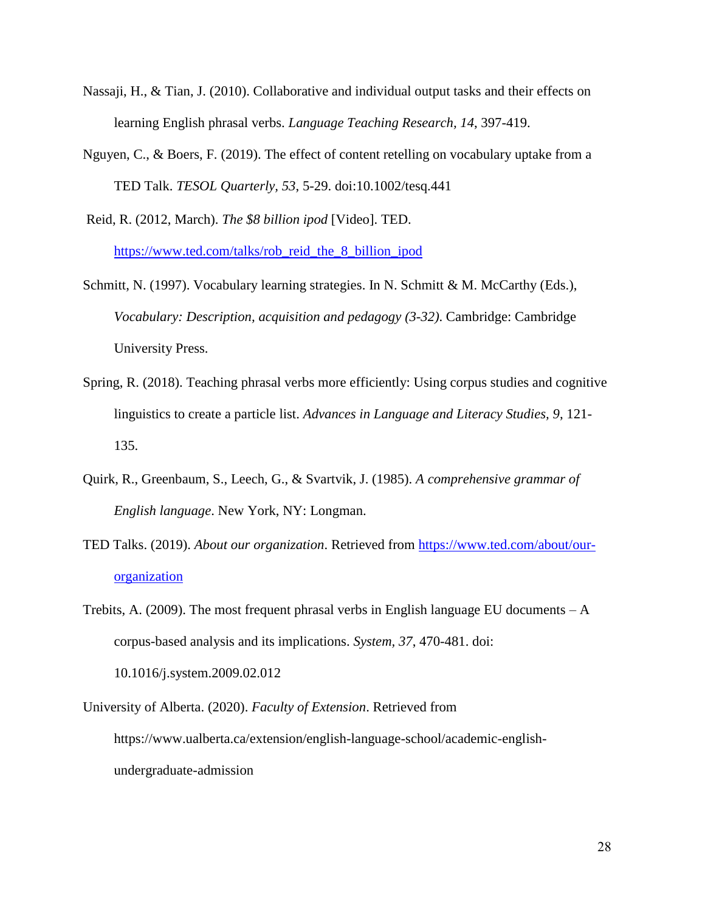Nassaji, H., & Tian, J. (2010). Collaborative and individual output tasks and their effects on learning English phrasal verbs. *Language Teaching Research, 14*, 397-419.

Nguyen, C., & Boers, F. (2019). The effect of content retelling on vocabulary uptake from a TED Talk. *TESOL Quarterly, 53*, 5-29. doi:10.1002/tesq.441

Reid, R. (2012, March). *The $8 billion ipod* [Video]. TED. https://www.ted.com/talks/rob_reid_the_8_billion_ipod

Schmitt, N. (1997). Vocabulary learning strategies. In N. Schmitt & M. McCarthy (Eds.), *Vocabulary: Description, acquisition and pedagogy (3-32)*. Cambridge: Cambridge University Press.

Spring, R. (2018). Teaching phrasal verbs more efficiently: Using corpus studies and cognitive linguistics to create a particle list. *Advances in Language and Literacy Studies, 9*, 121-135.

Quirk, R., Greenbaum, S., Leech, G., & Svartvik, J. (1985). *A comprehensive grammar of English language*. New York, NY: Longman.

TED Talks. (2019). *About our organization*. Retrieved from https://www.ted.com/about/our-organization

Trebits, A. (2009). The most frequent phrasal verbs in English language EU documents – A corpus-based analysis and its implications. *System, 37*, 470-481. doi: 10.1016/j.system.2009.02.012

University of Alberta. (2020). *Faculty of Extension*. Retrieved from https://www.ualberta.ca/extension/english-language-school/academic-english-undergraduate-admission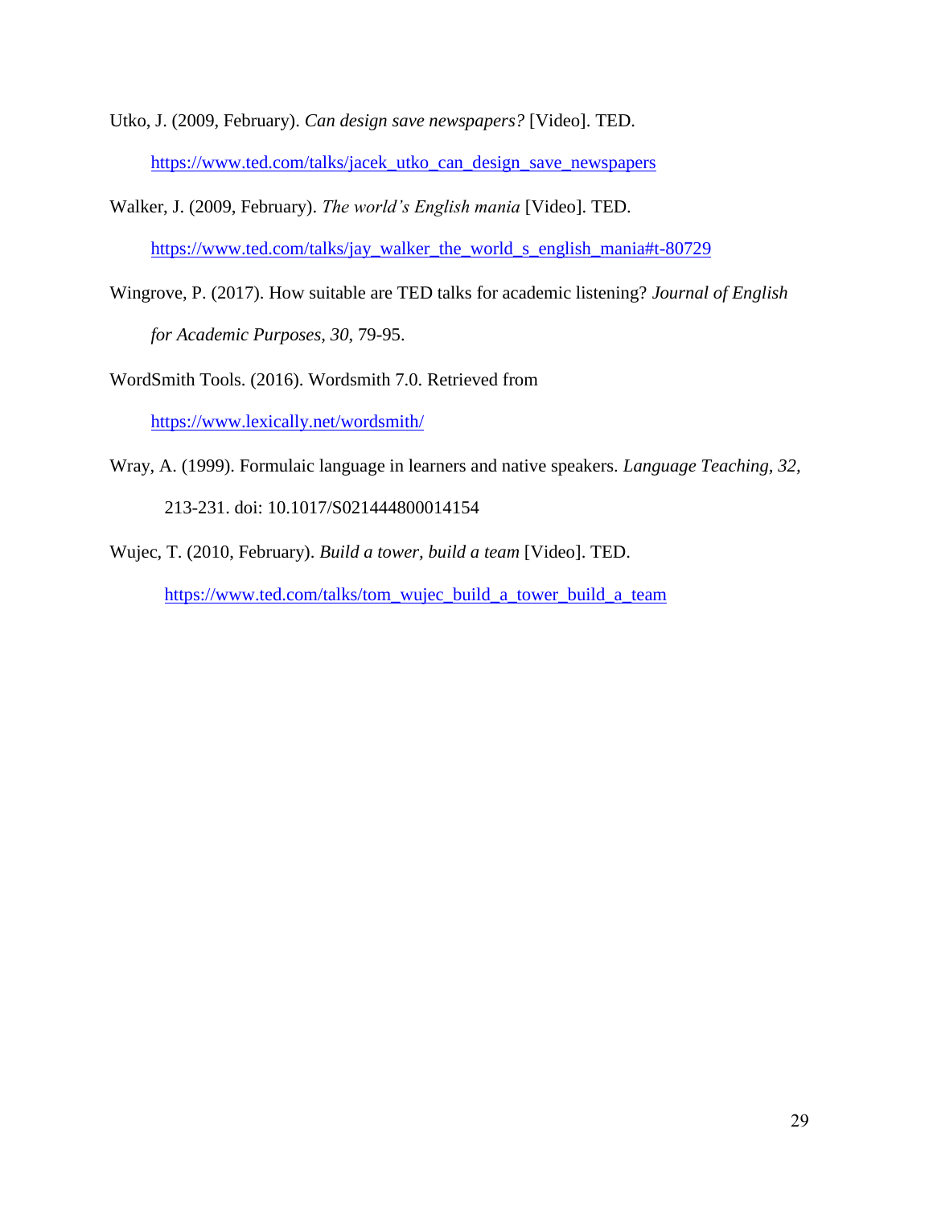Utko, J. (2009, February). *Can design save newspapers?* [Video]. TED. https://www.ted.com/talks/jacek_utko_can_design_save_newspapers

Walker, J. (2009, February). *The world's English mania* [Video]. TED. https://www.ted.com/talks/jay_walker_the_world_s_english_mania#t-80729

Wingrove, P. (2017). How suitable are TED talks for academic listening? *Journal of English for Academic Purposes, 30*, 79-95.

WordSmith Tools. (2016). Wordsmith 7.0. Retrieved from https://www.lexically.net/wordsmith/

Wray, A. (1999). Formulaic language in learners and native speakers. *Language Teaching, 32*, 213-231. doi: 10.1017/S021444800014154

Wujec, T. (2010, February). *Build a tower, build a team* [Video]. TED. https://www.ted.com/talks/tom_wujec_build_a_tower_build_a_team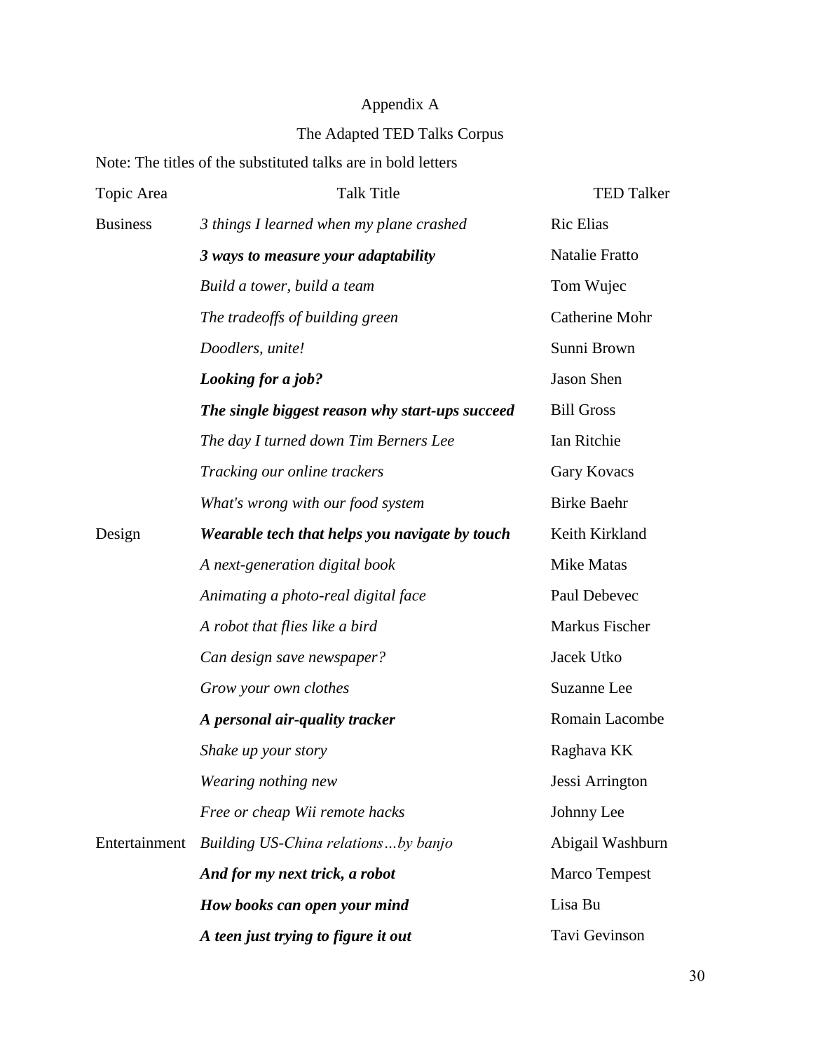Appendix A

The Adapted TED Talks Corpus

Note: The titles of the substituted talks are in bold letters

| Topic Area | Talk Title | TED Talker |
| --- | --- | --- |
| Business | *3 things I learned when my plane crashed* | Ric Elias |
| | ***3 ways to measure your adaptability*** | Natalie Fratto |
| | *Build a tower, build a team* | Tom Wujec |
| | *The tradeoffs of building green* | Catherine Mohr |
| | *Doodlers, unite!* | Sunni Brown |
| | ***Looking for a job?*** | Jason Shen |
| | ***The single biggest reason why start-ups succeed*** | Bill Gross |
| | *The day I turned down Tim Berners Lee* | Ian Ritchie |
| | *Tracking our online trackers* | Gary Kovacs |
| | *What's wrong with our food system* | Birke Baehr |
| Design | ***Wearable tech that helps you navigate by touch*** | Keith Kirkland |
| | *A next-generation digital book* | Mike Matas |
| | *Animating a photo-real digital face* | Paul Debevec |
| | *A robot that flies like a bird* | Markus Fischer |
| | *Can design save newspaper?* | Jacek Utko |
| | *Grow your own clothes* | Suzanne Lee |
| | ***A personal air-quality tracker*** | Romain Lacombe |
| | *Shake up your story* | Raghava KK |
| | *Wearing nothing new* | Jessi Arrington |
| | *Free or cheap Wii remote hacks* | Johnny Lee |
| Entertainment | *Building US-China relations…by banjo* | Abigail Washburn |
| | ***And for my next trick, a robot*** | Marco Tempest |
| | ***How books can open your mind*** | Lisa Bu |
| | ***A teen just trying to figure it out*** | Tavi Gevinson |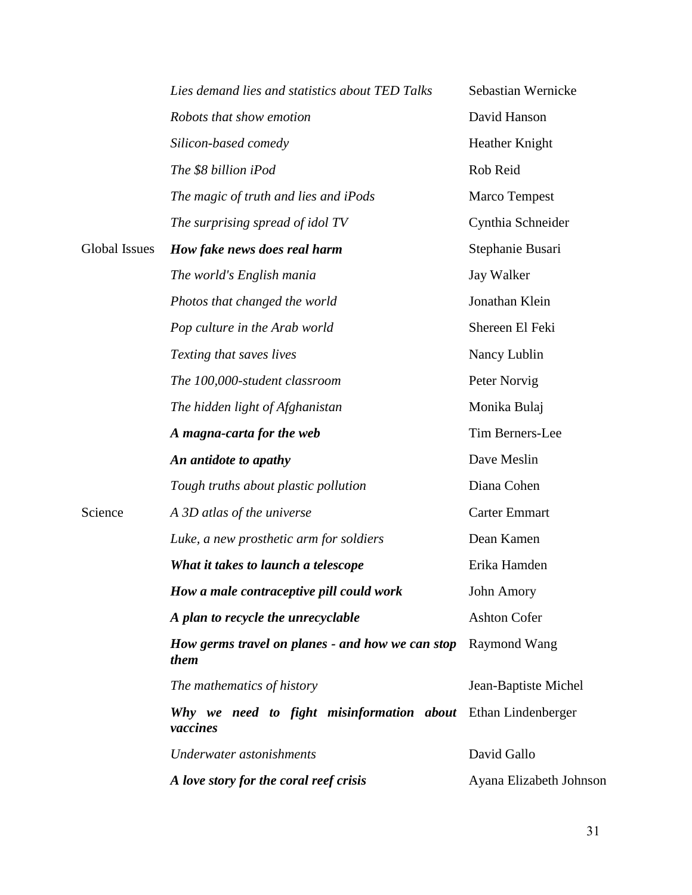| | | |
|---|---|---|
| | *Lies demand lies and statistics about TED Talks* | Sebastian Wernicke |
| | *Robots that show emotion* | David Hanson |
| | *Silicon-based comedy* | Heather Knight |
| | *The $8 billion iPod* | Rob Reid |
| | *The magic of truth and lies and iPods* | Marco Tempest |
| | *The surprising spread of idol TV* | Cynthia Schneider |
| Global Issues | ***How fake news does real harm*** | Stephanie Busari |
| | *The world's English mania* | Jay Walker |
| | *Photos that changed the world* | Jonathan Klein |
| | *Pop culture in the Arab world* | Shereen El Feki |
| | *Texting that saves lives* | Nancy Lublin |
| | *The 100,000-student classroom* | Peter Norvig |
| | *The hidden light of Afghanistan* | Monika Bulaj |
| | ***A magna-carta for the web*** | Tim Berners-Lee |
| | ***An antidote to apathy*** | Dave Meslin |
| | *Tough truths about plastic pollution* | Diana Cohen |
| Science | *A 3D atlas of the universe* | Carter Emmart |
| | *Luke, a new prosthetic arm for soldiers* | Dean Kamen |
| | ***What it takes to launch a telescope*** | Erika Hamden |
| | ***How a male contraceptive pill could work*** | John Amory |
| | ***A plan to recycle the unrecyclable*** | Ashton Cofer |
| | ***How germs travel on planes - and how we can stop them*** | Raymond Wang |
| | *The mathematics of history* | Jean-Baptiste Michel |
| | ***Why we need to fight misinformation about vaccines*** | Ethan Lindenberger |
| | *Underwater astonishments* | David Gallo |
| | ***A love story for the coral reef crisis*** | Ayana Elizabeth Johnson |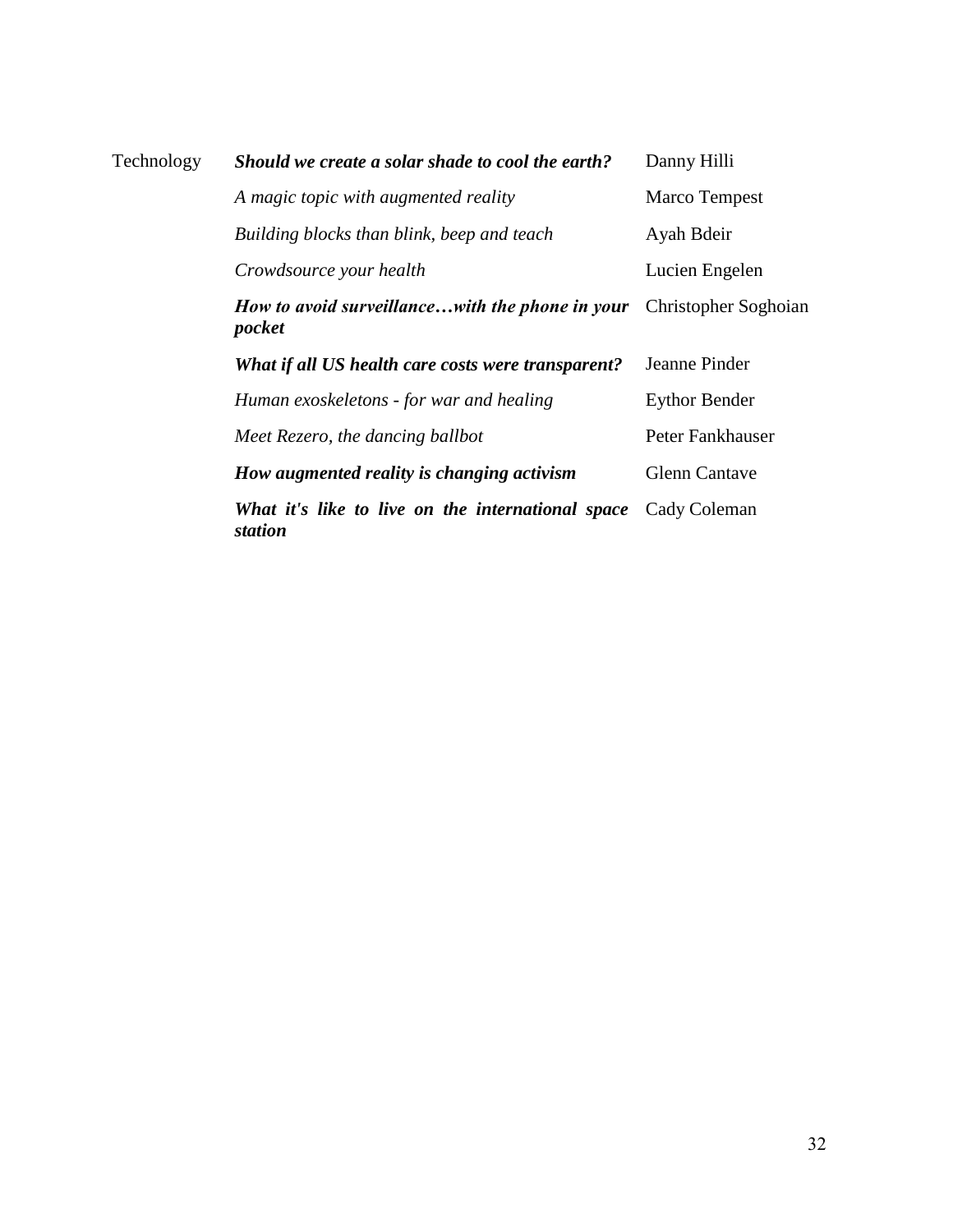| | | |
|---|---|---|
| Technology | ***Should we create a solar shade to cool the earth?*** | Danny Hilli |
| | *A magic topic with augmented reality* | Marco Tempest |
| | *Building blocks than blink, beep and teach* | Ayah Bdeir |
| | *Crowdsource your health* | Lucien Engelen |
| | ***How to avoid surveillance…with the phone in your pocket*** | Christopher Soghoian |
| | ***What if all US health care costs were transparent?*** | Jeanne Pinder |
| | *Human exoskeletons - for war and healing* | Eythor Bender |
| | *Meet Rezero, the dancing ballbot* | Peter Fankhauser |
| | ***How augmented reality is changing activism*** | Glenn Cantave |
| | ***What it's like to live on the international space station*** | Cady Coleman |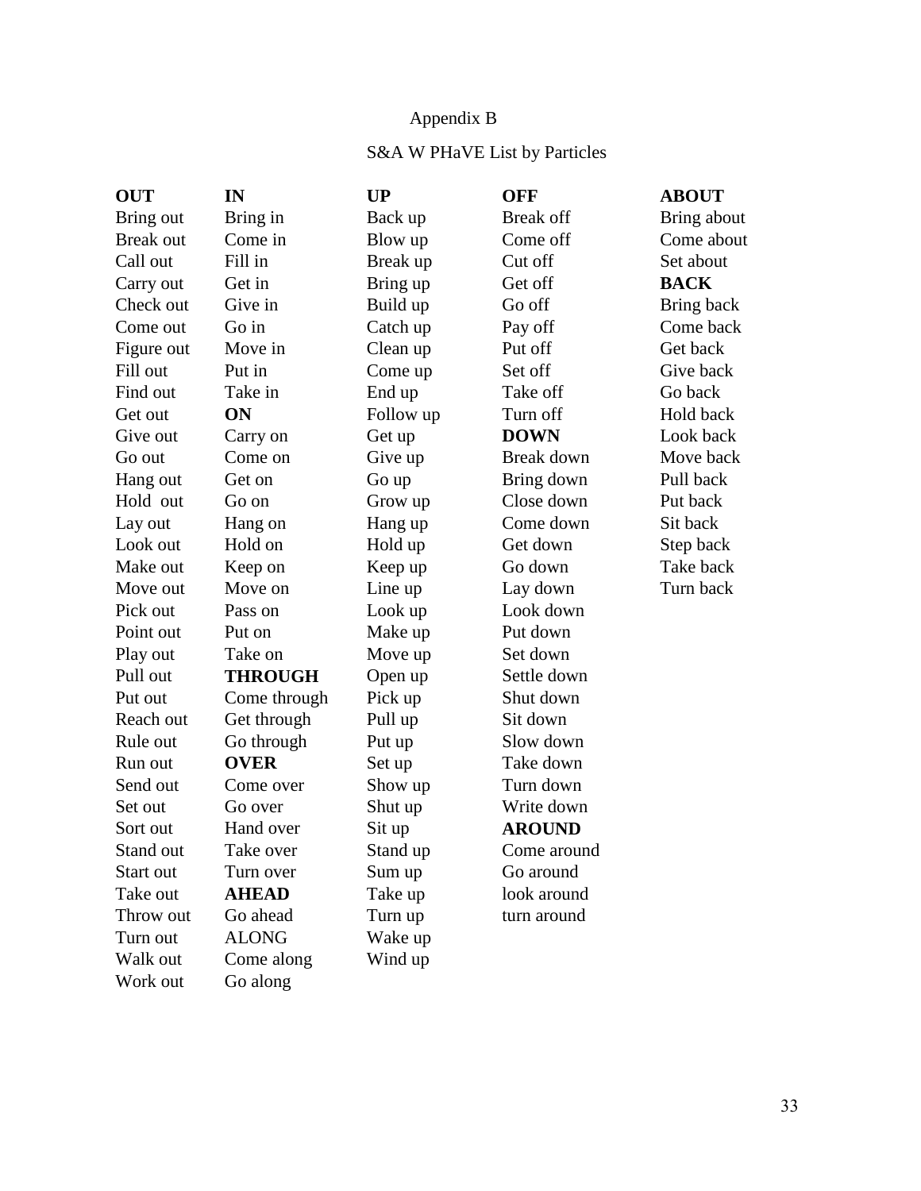# Appendix B

## S&A W PHaVE List by Particles

**OUT**
Bring out
Break out
Call out
Carry out
Check out
Come out
Figure out
Fill out
Find out
Get out
Give out
Go out
Hang out
Hold out
Lay out
Look out
Make out
Move out
Pick out
Point out
Play out
Pull out
Put out
Reach out
Rule out
Run out
Send out
Set out
Sort out
Stand out
Start out
Take out
Throw out
Turn out
Walk out
Work out

**IN**
Bring in
Come in
Fill in
Get in
Give in
Go in
Move in
Put in
Take in

**ON**
Carry on
Come on
Get on
Go on
Hang on
Hold on
Keep on
Move on
Pass on
Put on
Take on

**THROUGH**
Come through
Get through
Go through

**OVER**
Come over
Go over
Hand over
Take over
Turn over

**AHEAD**
Go ahead

ALONG
Come along
Go along

**UP**
Back up
Blow up
Break up
Bring up
Build up
Catch up
Clean up
Come up
End up
Follow up
Get up
Give up
Go up
Grow up
Hang up
Hold up
Keep up
Line up
Look up
Make up
Move up
Open up
Pick up
Pull up
Put up
Set up
Show up
Shut up
Sit up
Stand up
Sum up
Take up
Turn up
Wake up
Wind up

**OFF**
Break off
Come off
Cut off
Get off
Go off
Pay off
Put off
Set off
Take off
Turn off

**DOWN**
Break down
Bring down
Close down
Come down
Get down
Go down
Lay down
Look down
Put down
Set down
Settle down
Shut down
Sit down
Slow down
Take down
Turn down
Write down

**AROUND**
Come around
Go around
look around
turn around

**ABOUT**
Bring about
Come about
Set about

**BACK**
Bring back
Come back
Get back
Give back
Go back
Hold back
Look back
Move back
Pull back
Put back
Sit back
Step back
Take back
Turn back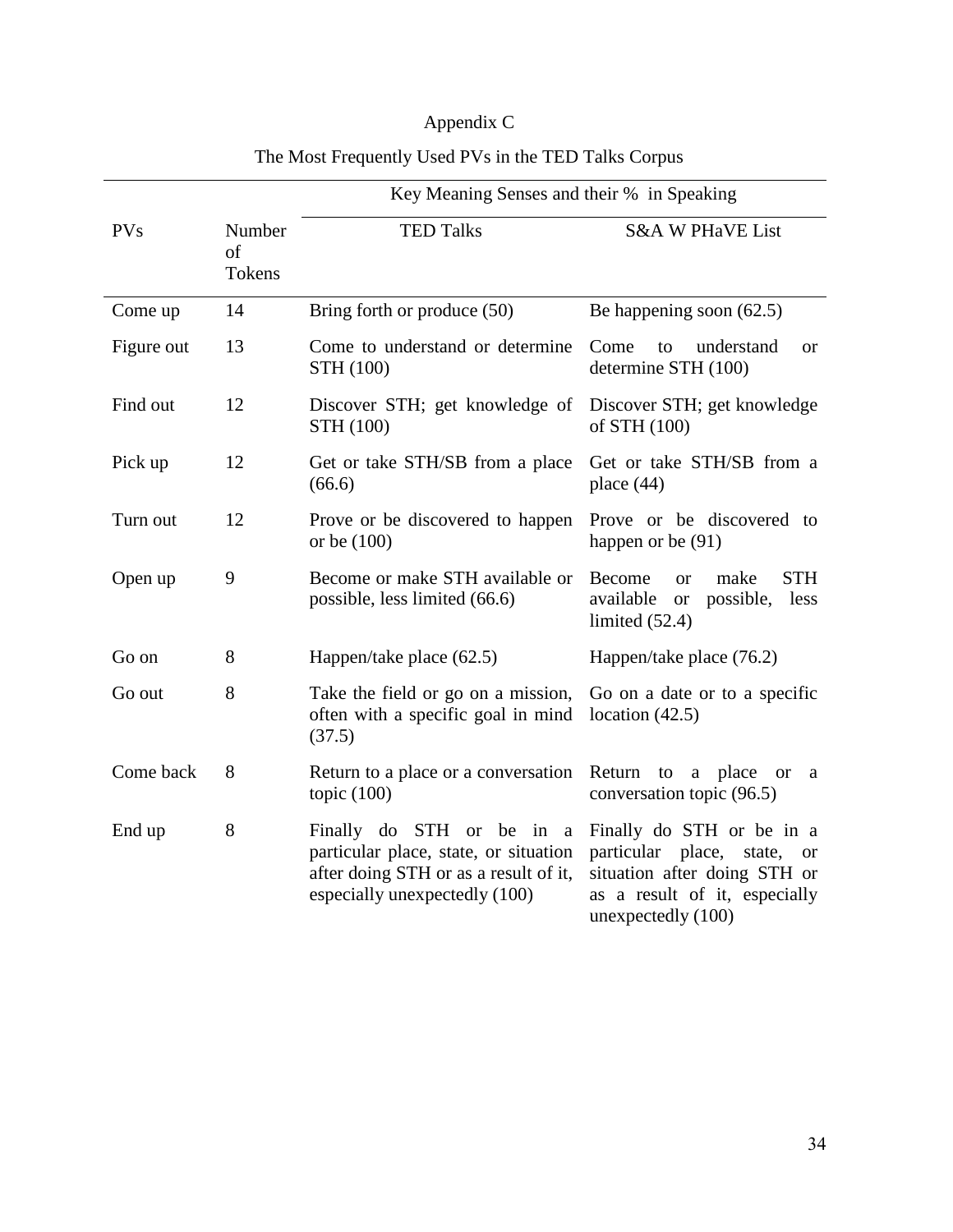# Appendix C

## The Most Frequently Used PVs in the TED Talks Corpus

| PVs | Number of Tokens | Key Meaning Senses and their % in Speaking | |
|---|---|---|---|
| | | TED Talks | S&A W PHaVE List |
| Come up | 14 | Bring forth or produce (50) | Be happening soon (62.5) |
| Figure out | 13 | Come to understand or determine STH (100) | Come to understand or determine STH (100) |
| Find out | 12 | Discover STH; get knowledge of STH (100) | Discover STH; get knowledge of STH (100) |
| Pick up | 12 | Get or take STH/SB from a place (66.6) | Get or take STH/SB from a place (44) |
| Turn out | 12 | Prove or be discovered to happen or be (100) | Prove or be discovered to happen or be (91) |
| Open up | 9 | Become or make STH available or possible, less limited (66.6) | Become or make STH available or possible, less limited (52.4) |
| Go on | 8 | Happen/take place (62.5) | Happen/take place (76.2) |
| Go out | 8 | Take the field or go on a mission, often with a specific goal in mind (37.5) | Go on a date or to a specific location (42.5) |
| Come back | 8 | Return to a place or a conversation topic (100) | Return to a place or a conversation topic (96.5) |
| End up | 8 | Finally do STH or be in a particular place, state, or situation after doing STH or as a result of it, especially unexpectedly (100) | Finally do STH or be in a particular place, state, or situation after doing STH or as a result of it, especially unexpectedly (100) |